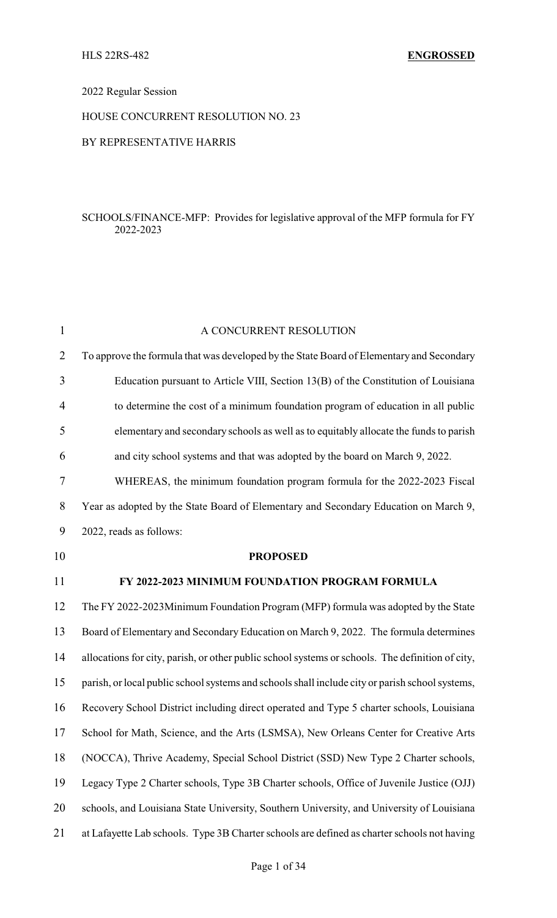HLS 22RS-482 **ENGROSSED**

2022 Regular Session

HOUSE CONCURRENT RESOLUTION NO. 23

BY REPRESENTATIVE HARRIS

SCHOOLS/FINANCE-MFP: Provides for legislative approval of the MFP formula for FY 2022-2023

A CONCURRENT RESOLUTION

To approve the formula that was developed by the State Board of Elementary and Secondary Education pursuant to Article VIII, Section 13(B) of the Constitution of Louisiana to determine the cost of a minimum foundation program of education in all public elementary and secondary schools as well as to equitably allocate the funds to parish and city school systems and that was adopted by the board on March 9, 2022.

WHEREAS, the minimum foundation program formula for the 2022-2023 Fiscal Year as adopted by the State Board of Elementary and Secondary Education on March 9, 2022, reads as follows:

**PROPOSED**

**FY 2022-2023 MINIMUM FOUNDATION PROGRAM FORMULA**

The FY 2022-2023Minimum Foundation Program (MFP) formula was adopted by the State Board of Elementary and Secondary Education on March 9, 2022. The formula determines allocations for city, parish, or other public school systems or schools. The definition of city, parish, or local public school systems and schools shall include city or parish school systems, Recovery School District including direct operated and Type 5 charter schools, Louisiana School for Math, Science, and the Arts (LSMSA), New Orleans Center for Creative Arts (NOCCA), Thrive Academy, Special School District (SSD) New Type 2 Charter schools, Legacy Type 2 Charter schools, Type 3B Charter schools, Office of Juvenile Justice (OJJ) schools, and Louisiana State University, Southern University, and University of Louisiana at Lafayette Lab schools. Type 3B Charter schools are defined as charter schools not having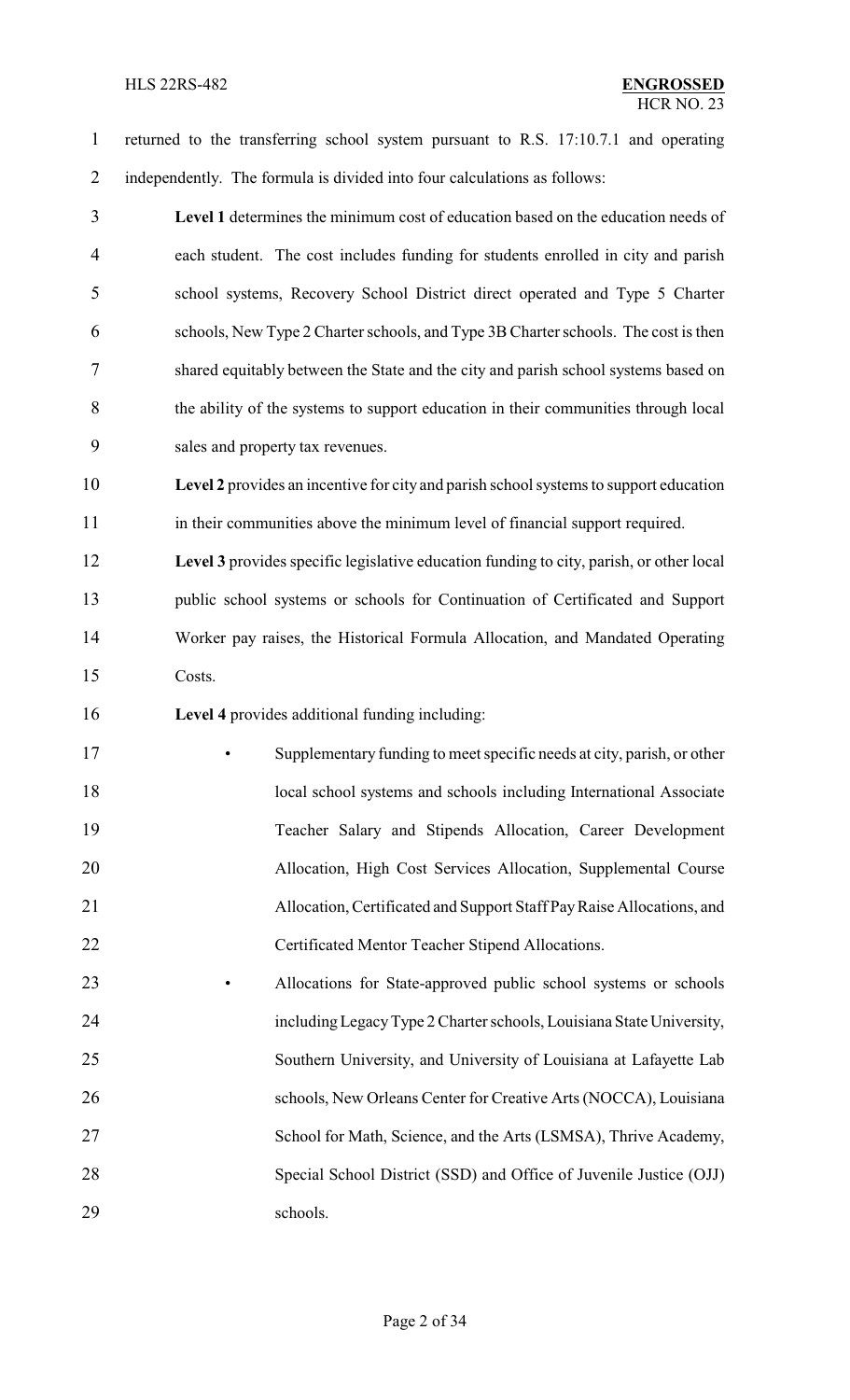returned to the transferring school system pursuant to R.S. 17:10.7.1 and operating independently. The formula is divided into four calculations as follows:

**Level 1** determines the minimum cost of education based on the education needs of each student. The cost includes funding for students enrolled in city and parish school systems, Recovery School District direct operated and Type 5 Charter schools, New Type 2 Charter schools, and Type 3B Charter schools. The cost is then shared equitably between the State and the city and parish school systems based on the ability of the systems to support education in their communities through local sales and property tax revenues.

**Level 2** provides an incentive for city and parish school systems to support education in their communities above the minimum level of financial support required.

**Level 3** provides specific legislative education funding to city, parish, or other local public school systems or schools for Continuation of Certificated and Support Worker pay raises, the Historical Formula Allocation, and Mandated Operating Costs.

**Level 4** provides additional funding including:

- Supplementary funding to meet specific needs at city, parish, or other local school systems and schools including International Associate Teacher Salary and Stipends Allocation, Career Development Allocation, High Cost Services Allocation, Supplemental Course Allocation, Certificated and Support Staff Pay Raise Allocations, and Certificated Mentor Teacher Stipend Allocations.
- Allocations for State-approved public school systems or schools including Legacy Type 2 Charter schools, Louisiana State University, Southern University, and University of Louisiana at Lafayette Lab schools, New Orleans Center for Creative Arts (NOCCA), Louisiana School for Math, Science, and the Arts (LSMSA), Thrive Academy, Special School District (SSD) and Office of Juvenile Justice (OJJ) schools.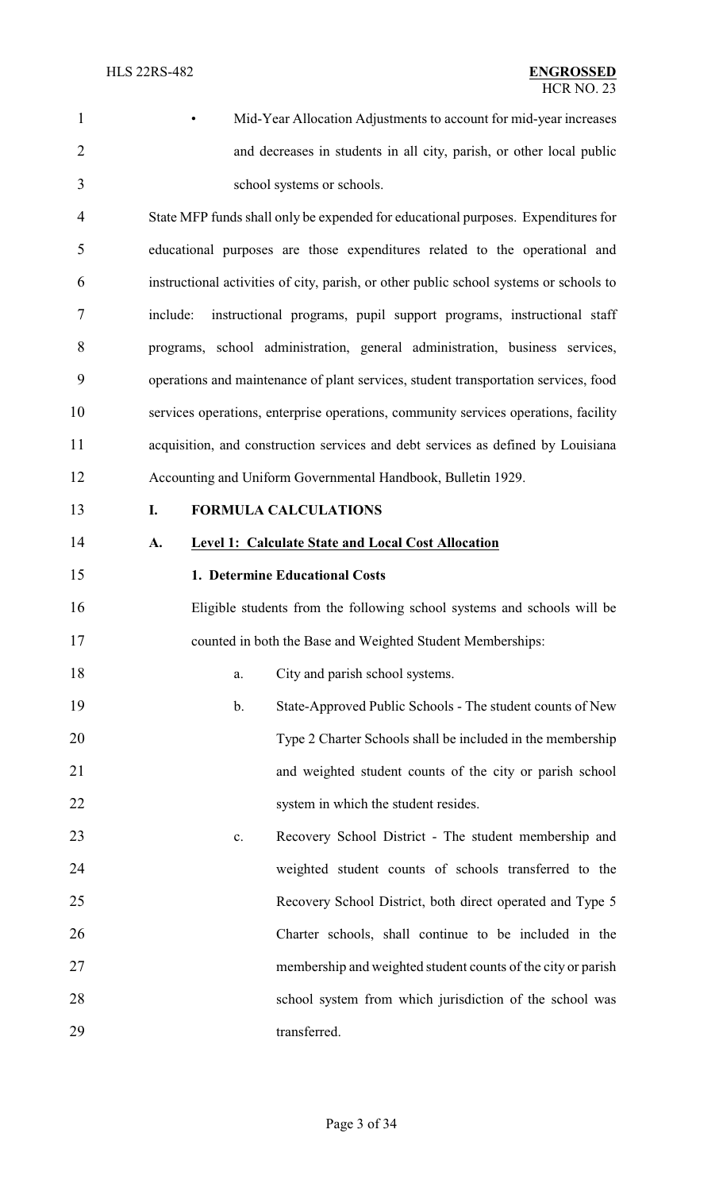- Mid-Year Allocation Adjustments to account for mid-year increases and decreases in students in all city, parish, or other local public school systems or schools.

State MFP funds shall only be expended for educational purposes. Expenditures for educational purposes are those expenditures related to the operational and instructional activities of city, parish, or other public school systems or schools to include: instructional programs, pupil support programs, instructional staff programs, school administration, general administration, business services, operations and maintenance of plant services, student transportation services, food services operations, enterprise operations, community services operations, facility acquisition, and construction services and debt services as defined by Louisiana Accounting and Uniform Governmental Handbook, Bulletin 1929.

## I. FORMULA CALCULATIONS

### A. Level 1: Calculate State and Local Cost Allocation

#### 1. Determine Educational Costs

Eligible students from the following school systems and schools will be counted in both the Base and Weighted Student Memberships:

a. City and parish school systems.

b. State-Approved Public Schools - The student counts of New Type 2 Charter Schools shall be included in the membership and weighted student counts of the city or parish school system in which the student resides.

c. Recovery School District - The student membership and weighted student counts of schools transferred to the Recovery School District, both direct operated and Type 5 Charter schools, shall continue to be included in the membership and weighted student counts of the city or parish school system from which jurisdiction of the school was transferred.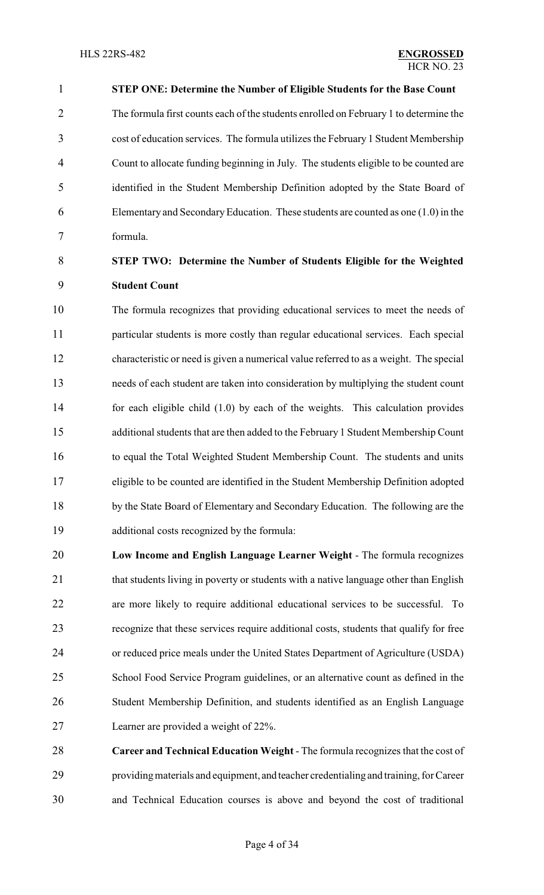**STEP ONE: Determine the Number of Eligible Students for the Base Count**

The formula first counts each of the students enrolled on February 1 to determine the cost of education services. The formula utilizes the February 1 Student Membership Count to allocate funding beginning in July. The students eligible to be counted are identified in the Student Membership Definition adopted by the State Board of Elementary and Secondary Education. These students are counted as one (1.0) in the formula.

**STEP TWO: Determine the Number of Students Eligible for the Weighted Student Count**

The formula recognizes that providing educational services to meet the needs of particular students is more costly than regular educational services. Each special characteristic or need is given a numerical value referred to as a weight. The special needs of each student are taken into consideration by multiplying the student count for each eligible child (1.0) by each of the weights. This calculation provides additional students that are then added to the February 1 Student Membership Count to equal the Total Weighted Student Membership Count. The students and units eligible to be counted are identified in the Student Membership Definition adopted by the State Board of Elementary and Secondary Education. The following are the additional costs recognized by the formula:

**Low Income and English Language Learner Weight** - The formula recognizes that students living in poverty or students with a native language other than English are more likely to require additional educational services to be successful. To recognize that these services require additional costs, students that qualify for free or reduced price meals under the United States Department of Agriculture (USDA) School Food Service Program guidelines, or an alternative count as defined in the Student Membership Definition, and students identified as an English Language Learner are provided a weight of 22%.

**Career and Technical Education Weight** - The formula recognizes that the cost of providing materials and equipment, and teacher credentialing and training, for Career and Technical Education courses is above and beyond the cost of traditional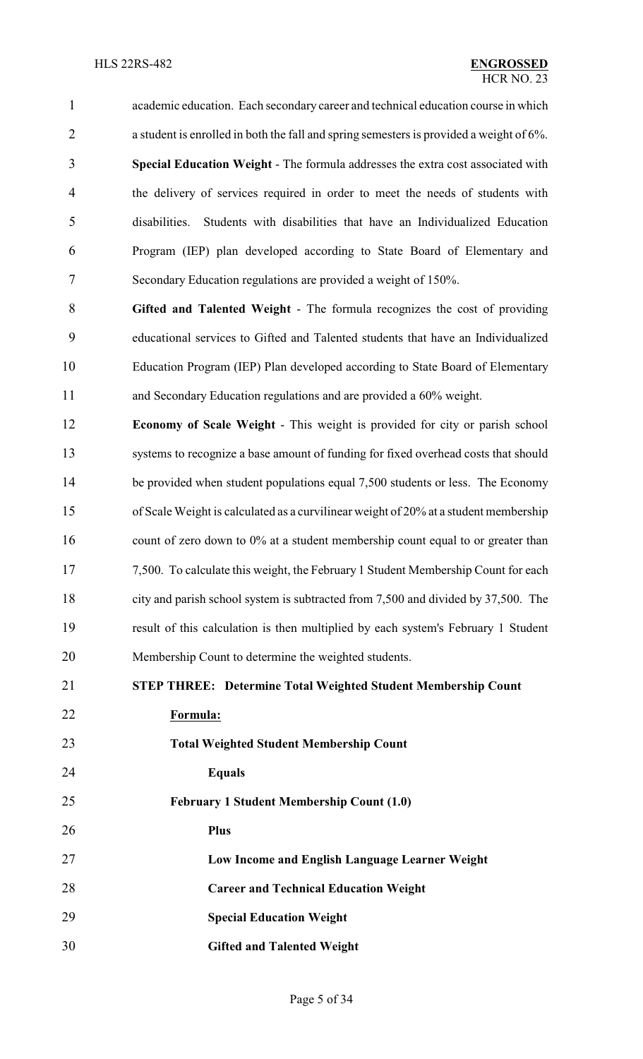academic education. Each secondary career and technical education course in which a student is enrolled in both the fall and spring semesters is provided a weight of 6%.

**Special Education Weight** - The formula addresses the extra cost associated with the delivery of services required in order to meet the needs of students with disabilities. Students with disabilities that have an Individualized Education Program (IEP) plan developed according to State Board of Elementary and Secondary Education regulations are provided a weight of 150%.

**Gifted and Talented Weight** - The formula recognizes the cost of providing educational services to Gifted and Talented students that have an Individualized Education Program (IEP) Plan developed according to State Board of Elementary and Secondary Education regulations and are provided a 60% weight.

**Economy of Scale Weight** - This weight is provided for city or parish school systems to recognize a base amount of funding for fixed overhead costs that should be provided when student populations equal 7,500 students or less. The Economy of Scale Weight is calculated as a curvilinear weight of 20% at a student membership count of zero down to 0% at a student membership count equal to or greater than 7,500. To calculate this weight, the February 1 Student Membership Count for each city and parish school system is subtracted from 7,500 and divided by 37,500. The result of this calculation is then multiplied by each system's February 1 Student Membership Count to determine the weighted students.

**STEP THREE: Determine Total Weighted Student Membership Count**

**Formula:**

**Total Weighted Student Membership Count**

**Equals**

**February 1 Student Membership Count (1.0)**

**Plus**

**Low Income and English Language Learner Weight**

**Career and Technical Education Weight**

**Special Education Weight**

**Gifted and Talented Weight**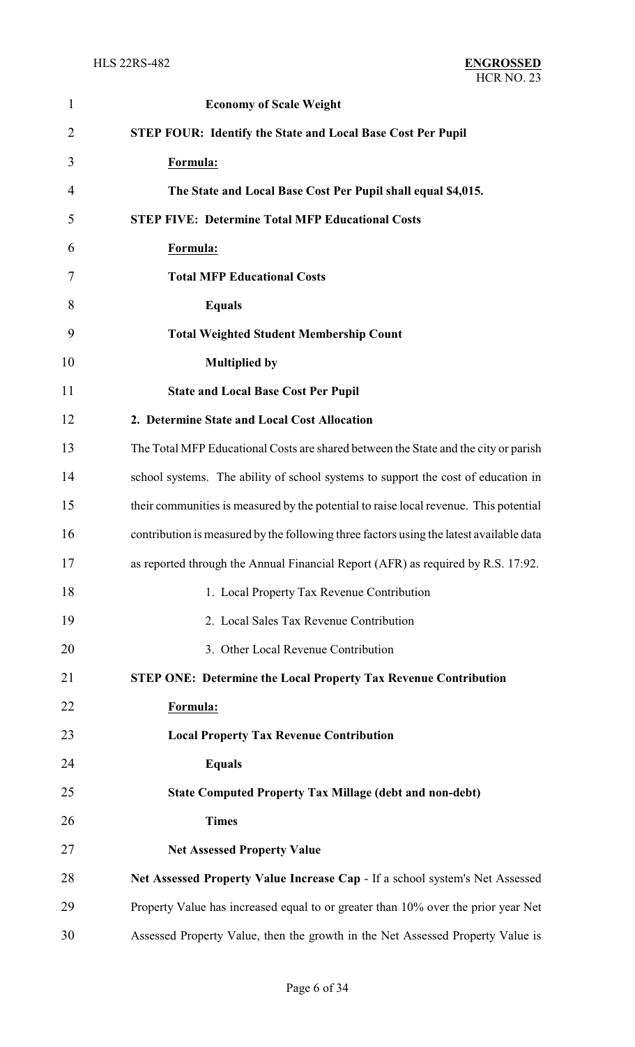**Economy of Scale Weight**

**STEP FOUR: Identify the State and Local Base Cost Per Pupil**

**Formula:**

**The State and Local Base Cost Per Pupil shall equal $4,015.**

**STEP FIVE: Determine Total MFP Educational Costs**

**Formula:**

**Total MFP Educational Costs**

**Equals**

**Total Weighted Student Membership Count**

**Multiplied by**

**State and Local Base Cost Per Pupil**

**2. Determine State and Local Cost Allocation**

The Total MFP Educational Costs are shared between the State and the city or parish school systems. The ability of school systems to support the cost of education in their communities is measured by the potential to raise local revenue. This potential contribution is measured by the following three factors using the latest available data as reported through the Annual Financial Report (AFR) as required by R.S. 17:92.

1. Local Property Tax Revenue Contribution
2. Local Sales Tax Revenue Contribution
3. Other Local Revenue Contribution

**STEP ONE: Determine the Local Property Tax Revenue Contribution**

**Formula:**

**Local Property Tax Revenue Contribution**

**Equals**

**State Computed Property Tax Millage (debt and non-debt)**

**Times**

**Net Assessed Property Value**

**Net Assessed Property Value Increase Cap** - If a school system's Net Assessed Property Value has increased equal to or greater than 10% over the prior year Net Assessed Property Value, then the growth in the Net Assessed Property Value is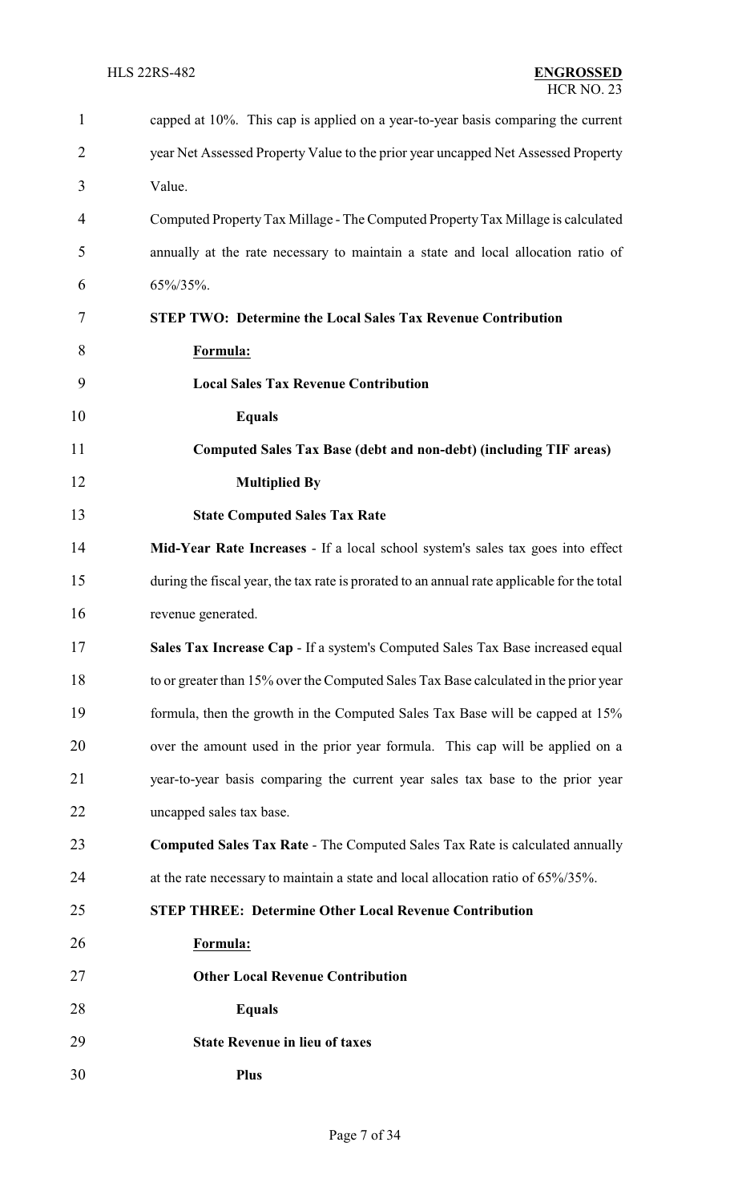capped at 10%. This cap is applied on a year-to-year basis comparing the current year Net Assessed Property Value to the prior year uncapped Net Assessed Property Value.

Computed Property Tax Millage - The Computed Property Tax Millage is calculated annually at the rate necessary to maintain a state and local allocation ratio of 65%/35%.

**STEP TWO: Determine the Local Sales Tax Revenue Contribution**

**Formula:**

**Local Sales Tax Revenue Contribution**

**Equals**

**Computed Sales Tax Base (debt and non-debt) (including TIF areas)**

**Multiplied By**

**State Computed Sales Tax Rate**

**Mid-Year Rate Increases** - If a local school system's sales tax goes into effect during the fiscal year, the tax rate is prorated to an annual rate applicable for the total revenue generated.

**Sales Tax Increase Cap** - If a system's Computed Sales Tax Base increased equal to or greater than 15% over the Computed Sales Tax Base calculated in the prior year formula, then the growth in the Computed Sales Tax Base will be capped at 15% over the amount used in the prior year formula. This cap will be applied on a year-to-year basis comparing the current year sales tax base to the prior year uncapped sales tax base.

**Computed Sales Tax Rate** - The Computed Sales Tax Rate is calculated annually at the rate necessary to maintain a state and local allocation ratio of 65%/35%.

**STEP THREE: Determine Other Local Revenue Contribution**

**Formula:**

**Other Local Revenue Contribution**

**Equals**

**State Revenue in lieu of taxes**

**Plus**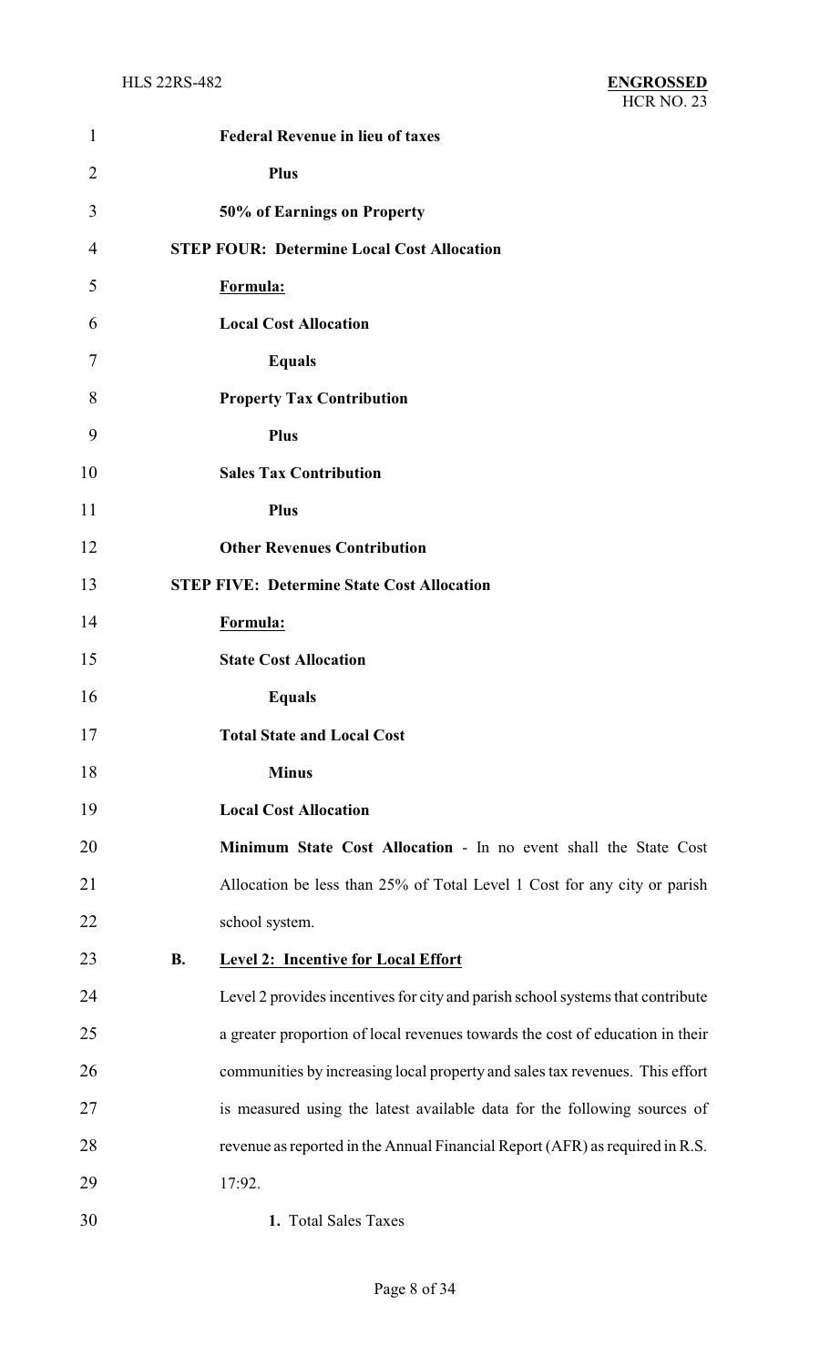**Federal Revenue in lieu of taxes**

**Plus**

**50% of Earnings on Property**

**STEP FOUR: Determine Local Cost Allocation**

**Formula:**

**Local Cost Allocation**

**Equals**

**Property Tax Contribution**

**Plus**

**Sales Tax Contribution**

**Plus**

**Other Revenues Contribution**

**STEP FIVE: Determine State Cost Allocation**

**Formula:**

**State Cost Allocation**

**Equals**

**Total State and Local Cost**

**Minus**

**Local Cost Allocation**

**Minimum State Cost Allocation** - In no event shall the State Cost Allocation be less than 25% of Total Level 1 Cost for any city or parish school system.

**B. Level 2: Incentive for Local Effort**

Level 2 provides incentives for city and parish school systems that contribute a greater proportion of local revenues towards the cost of education in their communities by increasing local property and sales tax revenues. This effort is measured using the latest available data for the following sources of revenue as reported in the Annual Financial Report (AFR) as required in R.S. 17:92.

**1.** Total Sales Taxes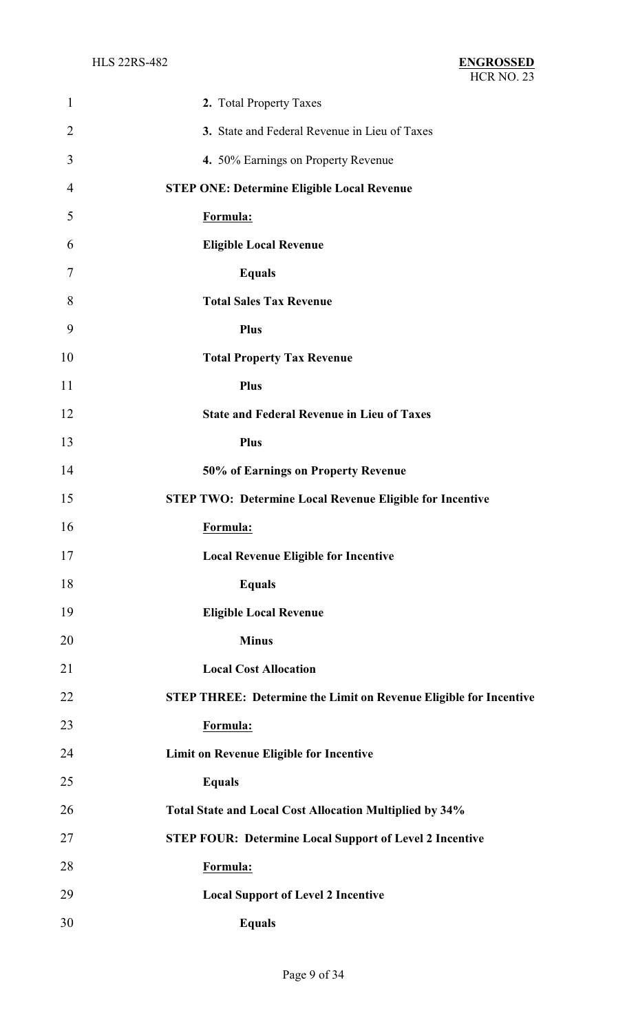**2.** Total Property Taxes

**3.** State and Federal Revenue in Lieu of Taxes

**4.** 50% Earnings on Property Revenue

**STEP ONE: Determine Eligible Local Revenue**

**Formula:**

**Eligible Local Revenue**

**Equals**

**Total Sales Tax Revenue**

**Plus**

**Total Property Tax Revenue**

**Plus**

**State and Federal Revenue in Lieu of Taxes**

**Plus**

**50% of Earnings on Property Revenue**

**STEP TWO: Determine Local Revenue Eligible for Incentive**

**Formula:**

**Local Revenue Eligible for Incentive**

**Equals**

**Eligible Local Revenue**

**Minus**

**Local Cost Allocation**

**STEP THREE: Determine the Limit on Revenue Eligible for Incentive**

**Formula:**

**Limit on Revenue Eligible for Incentive**

**Equals**

**Total State and Local Cost Allocation Multiplied by 34%**

**STEP FOUR: Determine Local Support of Level 2 Incentive**

**Formula:**

**Local Support of Level 2 Incentive**

**Equals**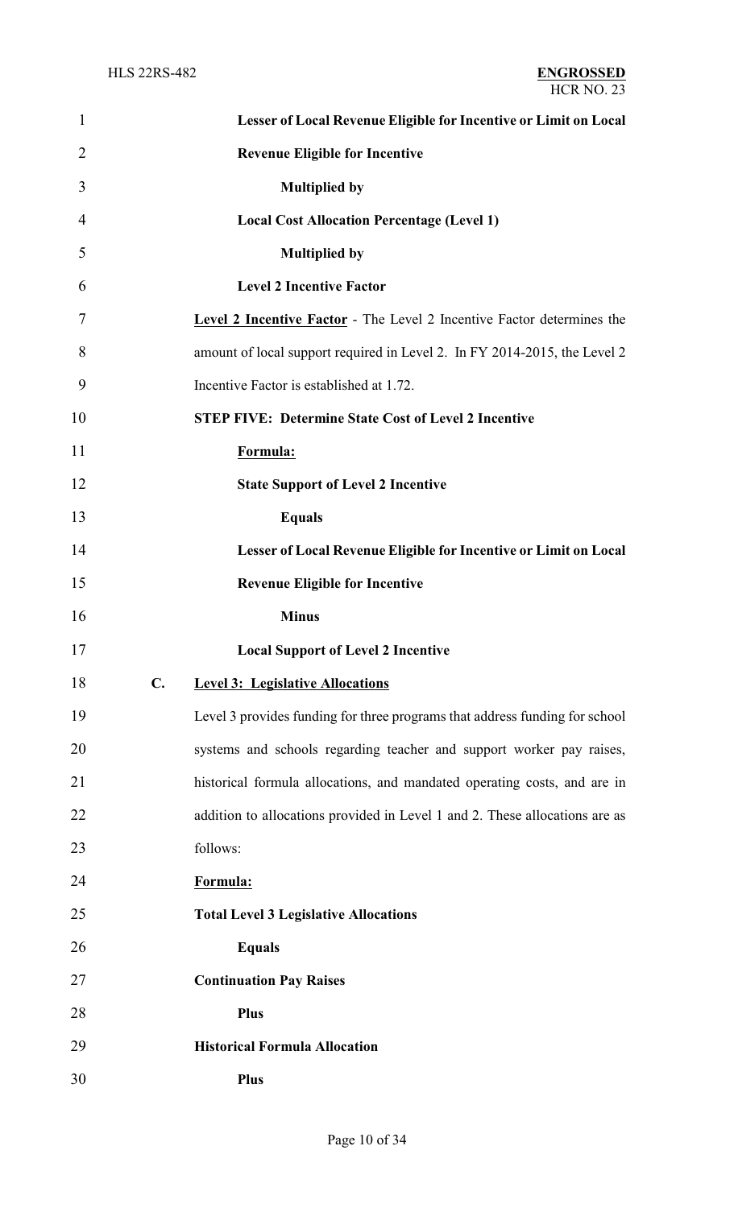**Lesser of Local Revenue Eligible for Incentive or Limit on Local Revenue Eligible for Incentive**

**Multiplied by**

**Local Cost Allocation Percentage (Level 1)**

**Multiplied by**

**Level 2 Incentive Factor**

Level 2 Incentive Factor - The Level 2 Incentive Factor determines the amount of local support required in Level 2. In FY 2014-2015, the Level 2 Incentive Factor is established at 1.72.

**STEP FIVE: Determine State Cost of Level 2 Incentive**

**Formula:**

**State Support of Level 2 Incentive**

**Equals**

**Lesser of Local Revenue Eligible for Incentive or Limit on Local Revenue Eligible for Incentive**

**Minus**

**Local Support of Level 2 Incentive**

**C. Level 3: Legislative Allocations**

Level 3 provides funding for three programs that address funding for school systems and schools regarding teacher and support worker pay raises, historical formula allocations, and mandated operating costs, and are in addition to allocations provided in Level 1 and 2. These allocations are as follows:

**Formula:**

**Total Level 3 Legislative Allocations**

**Equals**

**Continuation Pay Raises**

**Plus**

**Historical Formula Allocation**

**Plus**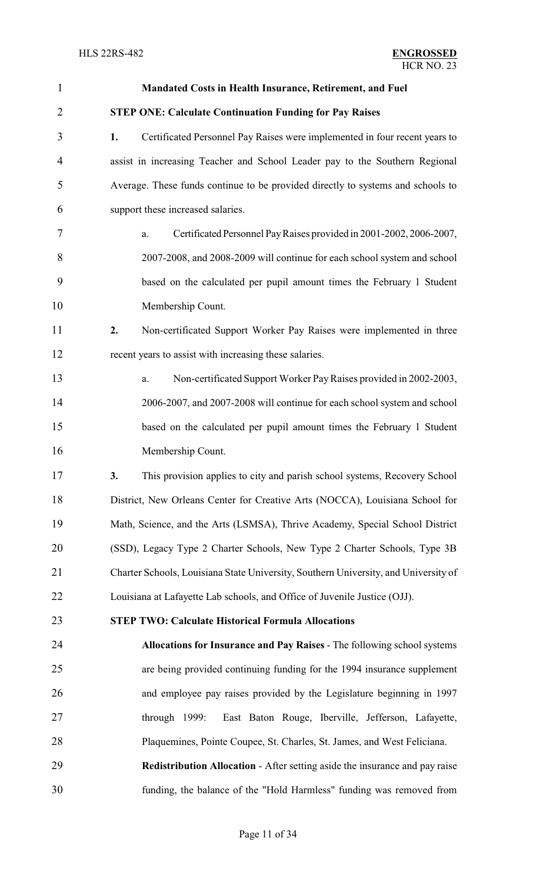**Mandated Costs in Health Insurance, Retirement, and Fuel**

**STEP ONE: Calculate Continuation Funding for Pay Raises**

**1.** Certificated Personnel Pay Raises were implemented in four recent years to assist in increasing Teacher and School Leader pay to the Southern Regional Average. These funds continue to be provided directly to systems and schools to support these increased salaries.

a. Certificated Personnel Pay Raises provided in 2001-2002, 2006-2007, 2007-2008, and 2008-2009 will continue for each school system and school based on the calculated per pupil amount times the February 1 Student Membership Count.

**2.** Non-certificated Support Worker Pay Raises were implemented in three recent years to assist with increasing these salaries.

a. Non-certificated Support Worker Pay Raises provided in 2002-2003, 2006-2007, and 2007-2008 will continue for each school system and school based on the calculated per pupil amount times the February 1 Student Membership Count.

**3.** This provision applies to city and parish school systems, Recovery School District, New Orleans Center for Creative Arts (NOCCA), Louisiana School for Math, Science, and the Arts (LSMSA), Thrive Academy, Special School District (SSD), Legacy Type 2 Charter Schools, New Type 2 Charter Schools, Type 3B Charter Schools, Louisiana State University, Southern University, and University of Louisiana at Lafayette Lab schools, and Office of Juvenile Justice (OJJ).

**STEP TWO: Calculate Historical Formula Allocations**

**Allocations for Insurance and Pay Raises** - The following school systems are being provided continuing funding for the 1994 insurance supplement and employee pay raises provided by the Legislature beginning in 1997 through 1999: East Baton Rouge, Iberville, Jefferson, Lafayette, Plaquemines, Pointe Coupee, St. Charles, St. James, and West Feliciana.

**Redistribution Allocation** - After setting aside the insurance and pay raise funding, the balance of the "Hold Harmless" funding was removed from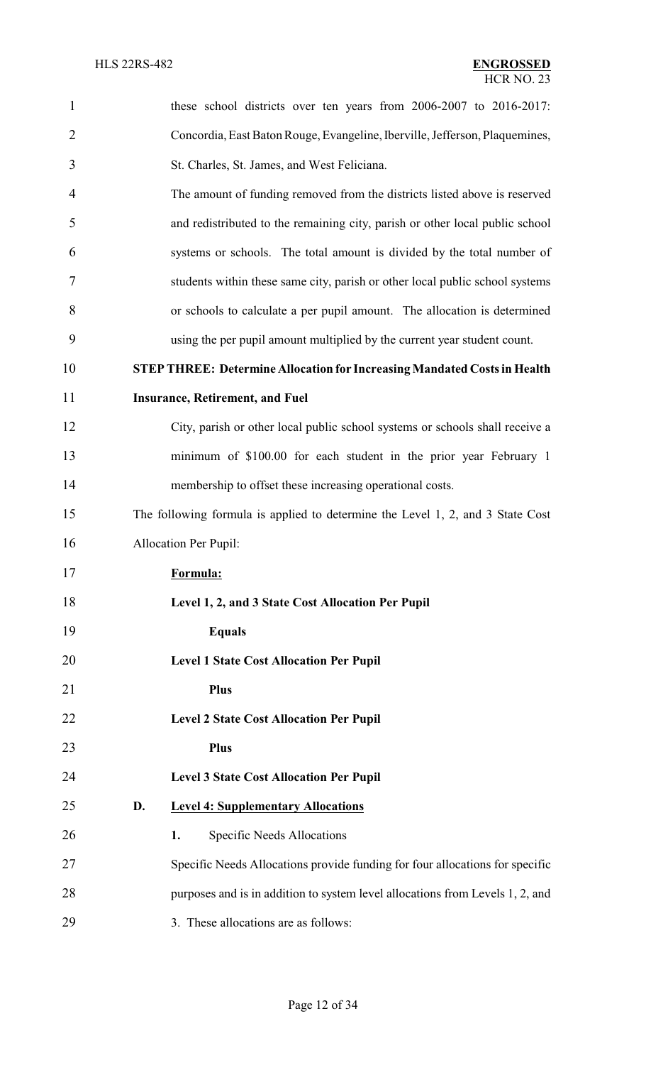these school districts over ten years from 2006-2007 to 2016-2017: Concordia, East Baton Rouge, Evangeline, Iberville, Jefferson, Plaquemines, St. Charles, St. James, and West Feliciana.

The amount of funding removed from the districts listed above is reserved and redistributed to the remaining city, parish or other local public school systems or schools. The total amount is divided by the total number of students within these same city, parish or other local public school systems or schools to calculate a per pupil amount. The allocation is determined using the per pupil amount multiplied by the current year student count.

**STEP THREE: Determine Allocation for Increasing Mandated Costs in Health Insurance, Retirement, and Fuel**

City, parish or other local public school systems or schools shall receive a minimum of $100.00 for each student in the prior year February 1 membership to offset these increasing operational costs.

The following formula is applied to determine the Level 1, 2, and 3 State Cost Allocation Per Pupil:

**Formula:**

**Level 1, 2, and 3 State Cost Allocation Per Pupil**

**Equals**

**Level 1 State Cost Allocation Per Pupil**

**Plus**

**Level 2 State Cost Allocation Per Pupil**

**Plus**

**Level 3 State Cost Allocation Per Pupil**

**D. Level 4: Supplementary Allocations**

**1.** Specific Needs Allocations

Specific Needs Allocations provide funding for four allocations for specific purposes and is in addition to system level allocations from Levels 1, 2, and 3. These allocations are as follows: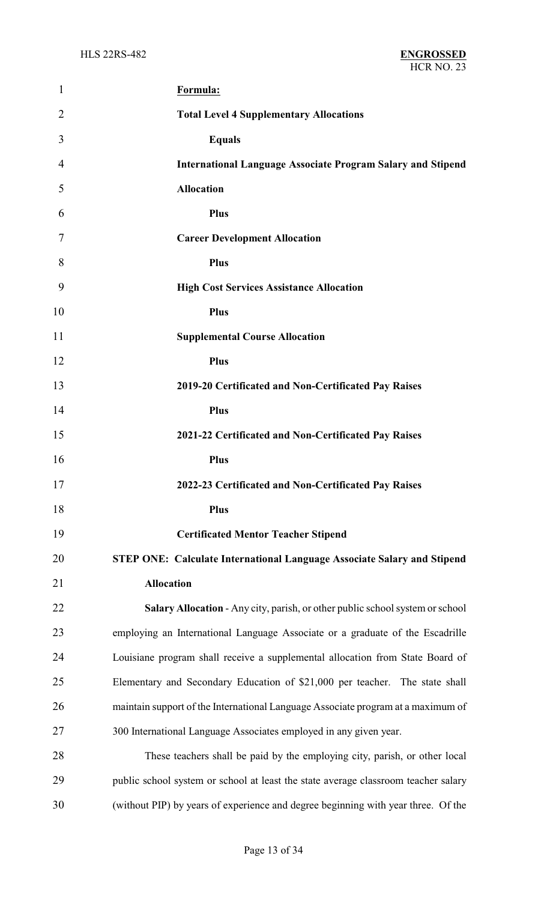**Formula:**

**Total Level 4 Supplementary Allocations**

**Equals**

**International Language Associate Program Salary and Stipend Allocation**

**Plus**

**Career Development Allocation**

**Plus**

**High Cost Services Assistance Allocation**

**Plus**

**Supplemental Course Allocation**

**Plus**

**2019-20 Certificated and Non-Certificated Pay Raises**

**Plus**

**2021-22 Certificated and Non-Certificated Pay Raises**

**Plus**

**2022-23 Certificated and Non-Certificated Pay Raises**

**Plus**

**Certificated Mentor Teacher Stipend**

**STEP ONE: Calculate International Language Associate Salary and Stipend Allocation**

**Salary Allocation** - Any city, parish, or other public school system or school employing an International Language Associate or a graduate of the Escadrille Louisiane program shall receive a supplemental allocation from State Board of Elementary and Secondary Education of $21,000 per teacher. The state shall maintain support of the International Language Associate program at a maximum of 300 International Language Associates employed in any given year.

These teachers shall be paid by the employing city, parish, or other local public school system or school at least the state average classroom teacher salary (without PIP) by years of experience and degree beginning with year three. Of the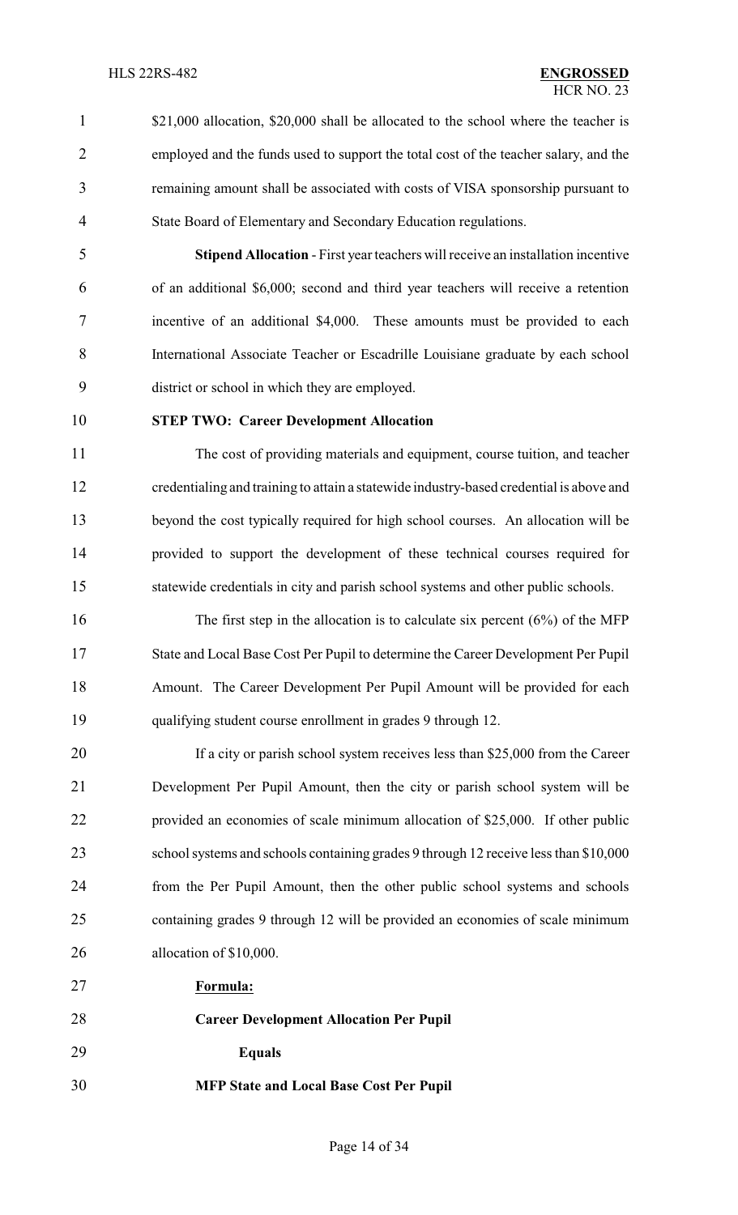$21,000 allocation, $20,000 shall be allocated to the school where the teacher is employed and the funds used to support the total cost of the teacher salary, and the remaining amount shall be associated with costs of VISA sponsorship pursuant to State Board of Elementary and Secondary Education regulations.

**Stipend Allocation** - First year teachers will receive an installation incentive of an additional $6,000; second and third year teachers will receive a retention incentive of an additional $4,000. These amounts must be provided to each International Associate Teacher or Escadrille Louisiane graduate by each school district or school in which they are employed.

**STEP TWO: Career Development Allocation**

The cost of providing materials and equipment, course tuition, and teacher credentialing and training to attain a statewide industry-based credential is above and beyond the cost typically required for high school courses. An allocation will be provided to support the development of these technical courses required for statewide credentials in city and parish school systems and other public schools.

The first step in the allocation is to calculate six percent (6%) of the MFP State and Local Base Cost Per Pupil to determine the Career Development Per Pupil Amount. The Career Development Per Pupil Amount will be provided for each qualifying student course enrollment in grades 9 through 12.

If a city or parish school system receives less than $25,000 from the Career Development Per Pupil Amount, then the city or parish school system will be provided an economies of scale minimum allocation of $25,000. If other public school systems and schools containing grades 9 through 12 receive less than $10,000 from the Per Pupil Amount, then the other public school systems and schools containing grades 9 through 12 will be provided an economies of scale minimum allocation of $10,000.

**Formula:**

**Career Development Allocation Per Pupil**

**Equals**

**MFP State and Local Base Cost Per Pupil**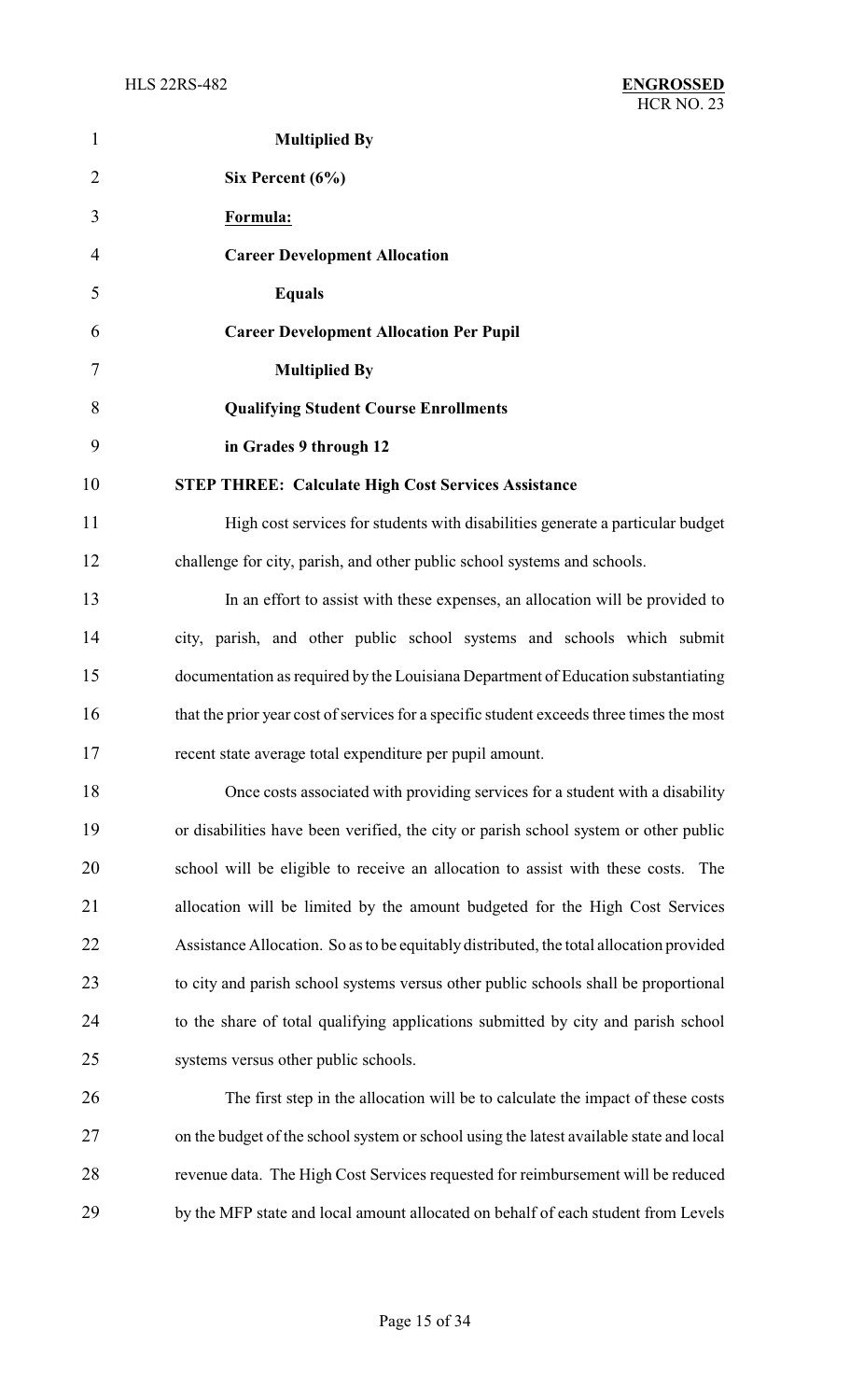**Multiplied By**

**Six Percent (6%)**

**Formula:**

**Career Development Allocation**

**Equals**

**Career Development Allocation Per Pupil**

**Multiplied By**

**Qualifying Student Course Enrollments in Grades 9 through 12**

**STEP THREE: Calculate High Cost Services Assistance**

High cost services for students with disabilities generate a particular budget challenge for city, parish, and other public school systems and schools.

In an effort to assist with these expenses, an allocation will be provided to city, parish, and other public school systems and schools which submit documentation as required by the Louisiana Department of Education substantiating that the prior year cost of services for a specific student exceeds three times the most recent state average total expenditure per pupil amount.

Once costs associated with providing services for a student with a disability or disabilities have been verified, the city or parish school system or other public school will be eligible to receive an allocation to assist with these costs. The allocation will be limited by the amount budgeted for the High Cost Services Assistance Allocation. So as to be equitably distributed, the total allocation provided to city and parish school systems versus other public schools shall be proportional to the share of total qualifying applications submitted by city and parish school systems versus other public schools.

The first step in the allocation will be to calculate the impact of these costs on the budget of the school system or school using the latest available state and local revenue data. The High Cost Services requested for reimbursement will be reduced by the MFP state and local amount allocated on behalf of each student from Levels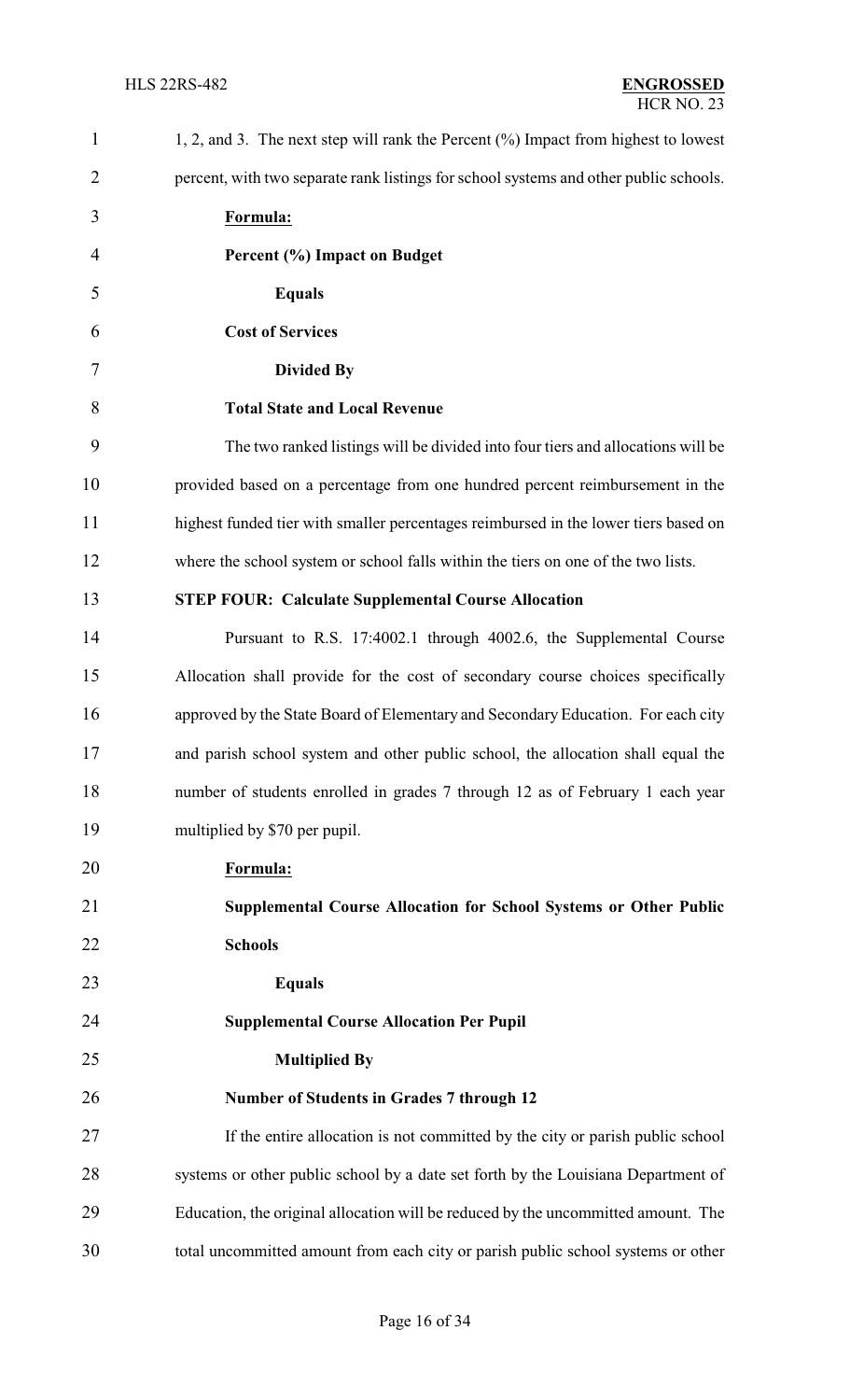1, 2, and 3. The next step will rank the Percent (%) Impact from highest to lowest percent, with two separate rank listings for school systems and other public schools.

**Formula:**

**Percent (%) Impact on Budget**

**Equals**

**Cost of Services**

**Divided By**

**Total State and Local Revenue**

The two ranked listings will be divided into four tiers and allocations will be provided based on a percentage from one hundred percent reimbursement in the highest funded tier with smaller percentages reimbursed in the lower tiers based on where the school system or school falls within the tiers on one of the two lists.

**STEP FOUR: Calculate Supplemental Course Allocation**

Pursuant to R.S. 17:4002.1 through 4002.6, the Supplemental Course Allocation shall provide for the cost of secondary course choices specifically approved by the State Board of Elementary and Secondary Education. For each city and parish school system and other public school, the allocation shall equal the number of students enrolled in grades 7 through 12 as of February 1 each year multiplied by $70 per pupil.

**Formula:**

**Supplemental Course Allocation for School Systems or Other Public Schools**

**Equals**

**Supplemental Course Allocation Per Pupil**

**Multiplied By**

**Number of Students in Grades 7 through 12**

If the entire allocation is not committed by the city or parish public school systems or other public school by a date set forth by the Louisiana Department of Education, the original allocation will be reduced by the uncommitted amount. The total uncommitted amount from each city or parish public school systems or other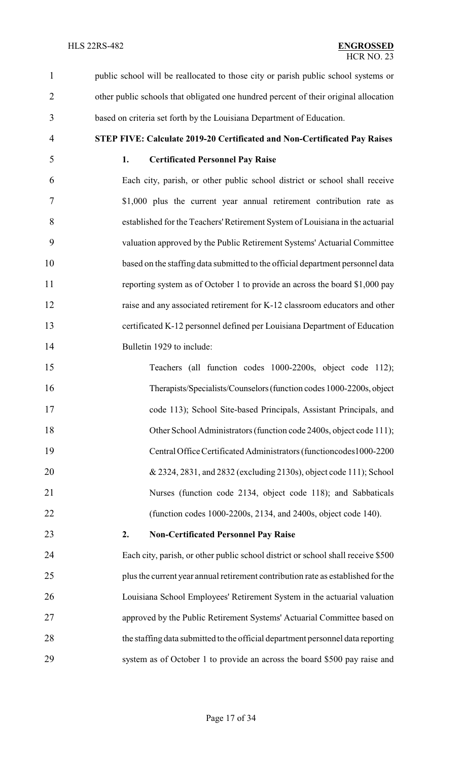public school will be reallocated to those city or parish public school systems or other public schools that obligated one hundred percent of their original allocation based on criteria set forth by the Louisiana Department of Education.

**STEP FIVE: Calculate 2019-20 Certificated and Non-Certificated Pay Raises**

**1. Certificated Personnel Pay Raise**

Each city, parish, or other public school district or school shall receive $1,000 plus the current year annual retirement contribution rate as established for the Teachers' Retirement System of Louisiana in the actuarial valuation approved by the Public Retirement Systems' Actuarial Committee based on the staffing data submitted to the official department personnel data reporting system as of October 1 to provide an across the board $1,000 pay raise and any associated retirement for K-12 classroom educators and other certificated K-12 personnel defined per Louisiana Department of Education Bulletin 1929 to include:

Teachers (all function codes 1000-2200s, object code 112); Therapists/Specialists/Counselors (function codes 1000-2200s, object code 113); School Site-based Principals, Assistant Principals, and Other School Administrators (function code 2400s, object code 111); Central Office Certificated Administrators (functioncodes1000-2200 & 2324, 2831, and 2832 (excluding 2130s), object code 111); School Nurses (function code 2134, object code 118); and Sabbaticals (function codes 1000-2200s, 2134, and 2400s, object code 140).

**2. Non-Certificated Personnel Pay Raise**

Each city, parish, or other public school district or school shall receive $500 plus the current year annual retirement contribution rate as established for the Louisiana School Employees' Retirement System in the actuarial valuation approved by the Public Retirement Systems' Actuarial Committee based on the staffing data submitted to the official department personnel data reporting system as of October 1 to provide an across the board $500 pay raise and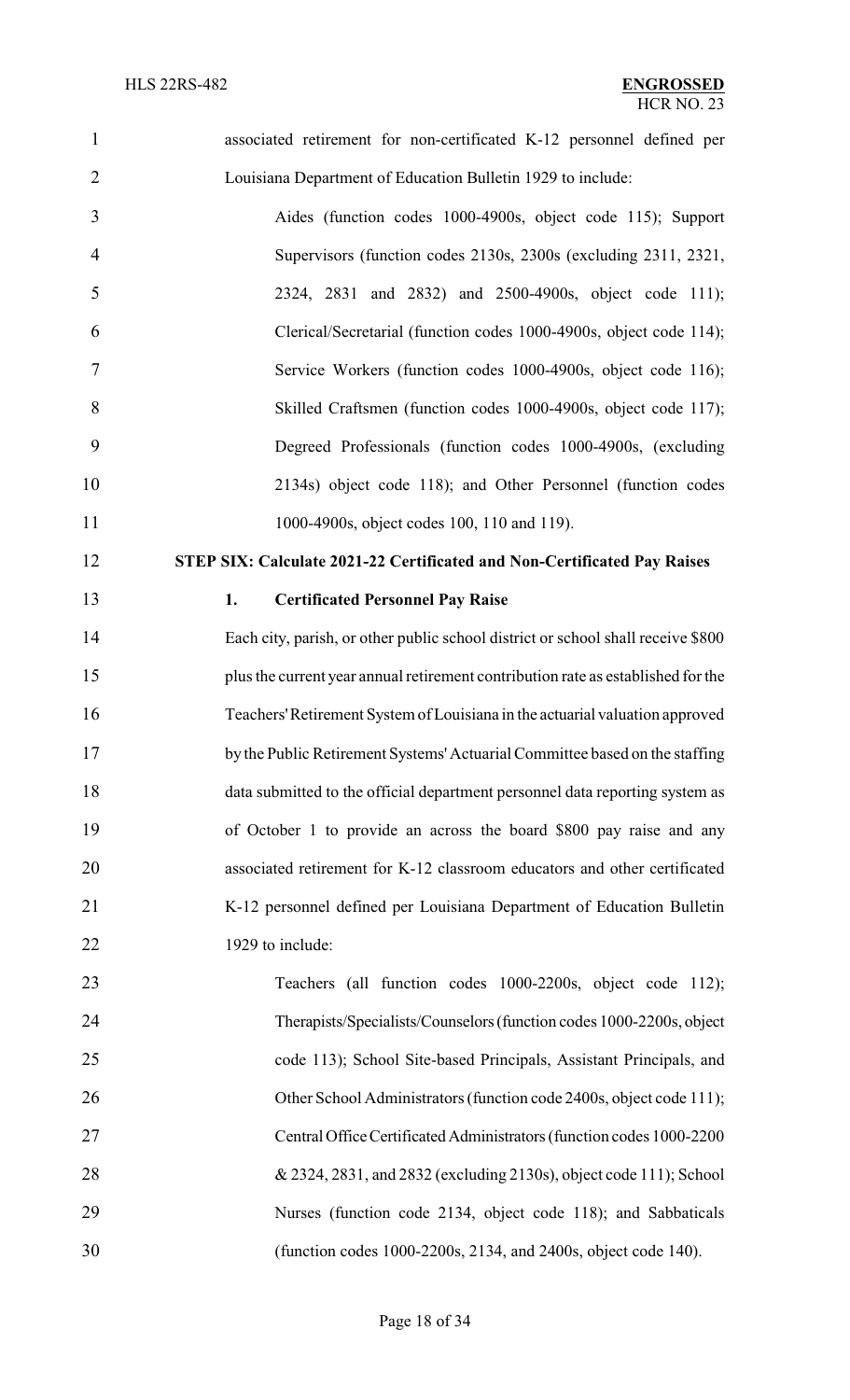associated retirement for non-certificated K-12 personnel defined per Louisiana Department of Education Bulletin 1929 to include:

Aides (function codes 1000-4900s, object code 115); Support Supervisors (function codes 2130s, 2300s (excluding 2311, 2321, 2324, 2831 and 2832) and 2500-4900s, object code 111); Clerical/Secretarial (function codes 1000-4900s, object code 114); Service Workers (function codes 1000-4900s, object code 116); Skilled Craftsmen (function codes 1000-4900s, object code 117); Degreed Professionals (function codes 1000-4900s, (excluding 2134s) object code 118); and Other Personnel (function codes 1000-4900s, object codes 100, 110 and 119).

**STEP SIX: Calculate 2021-22 Certificated and Non-Certificated Pay Raises**

**1. Certificated Personnel Pay Raise**

Each city, parish, or other public school district or school shall receive $800 plus the current year annual retirement contribution rate as established for the Teachers' Retirement System of Louisiana in the actuarial valuation approved by the Public Retirement Systems' Actuarial Committee based on the staffing data submitted to the official department personnel data reporting system as of October 1 to provide an across the board $800 pay raise and any associated retirement for K-12 classroom educators and other certificated K-12 personnel defined per Louisiana Department of Education Bulletin 1929 to include:

Teachers (all function codes 1000-2200s, object code 112); Therapists/Specialists/Counselors (function codes 1000-2200s, object code 113); School Site-based Principals, Assistant Principals, and Other School Administrators (function code 2400s, object code 111); Central Office Certificated Administrators (function codes 1000-2200 & 2324, 2831, and 2832 (excluding 2130s), object code 111); School Nurses (function code 2134, object code 118); and Sabbaticals (function codes 1000-2200s, 2134, and 2400s, object code 140).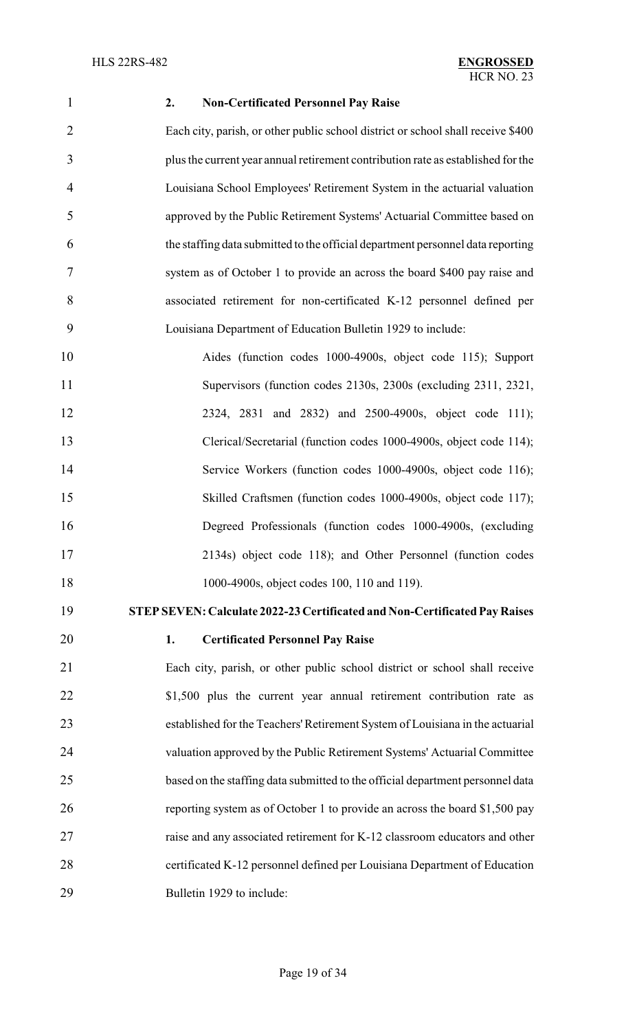**2. Non-Certificated Personnel Pay Raise**

Each city, parish, or other public school district or school shall receive $400 plus the current year annual retirement contribution rate as established for the Louisiana School Employees' Retirement System in the actuarial valuation approved by the Public Retirement Systems' Actuarial Committee based on the staffing data submitted to the official department personnel data reporting system as of October 1 to provide an across the board $400 pay raise and associated retirement for non-certificated K-12 personnel defined per Louisiana Department of Education Bulletin 1929 to include:

> Aides (function codes 1000-4900s, object code 115); Support Supervisors (function codes 2130s, 2300s (excluding 2311, 2321, 2324, 2831 and 2832) and 2500-4900s, object code 111); Clerical/Secretarial (function codes 1000-4900s, object code 114); Service Workers (function codes 1000-4900s, object code 116); Skilled Craftsmen (function codes 1000-4900s, object code 117); Degreed Professionals (function codes 1000-4900s, (excluding 2134s) object code 118); and Other Personnel (function codes 1000-4900s, object codes 100, 110 and 119).

**STEP SEVEN: Calculate 2022-23 Certificated and Non-Certificated Pay Raises**

**1. Certificated Personnel Pay Raise**

Each city, parish, or other public school district or school shall receive $1,500 plus the current year annual retirement contribution rate as established for the Teachers' Retirement System of Louisiana in the actuarial valuation approved by the Public Retirement Systems' Actuarial Committee based on the staffing data submitted to the official department personnel data reporting system as of October 1 to provide an across the board $1,500 pay raise and any associated retirement for K-12 classroom educators and other certificated K-12 personnel defined per Louisiana Department of Education Bulletin 1929 to include: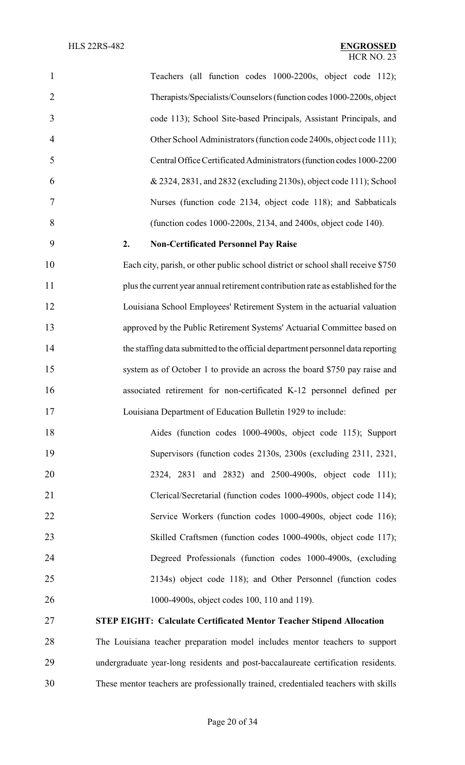Teachers (all function codes 1000-2200s, object code 112); Therapists/Specialists/Counselors (function codes 1000-2200s, object code 113); School Site-based Principals, Assistant Principals, and Other School Administrators (function code 2400s, object code 111); Central Office Certificated Administrators (function codes 1000-2200 & 2324, 2831, and 2832 (excluding 2130s), object code 111); School Nurses (function code 2134, object code 118); and Sabbaticals (function codes 1000-2200s, 2134, and 2400s, object code 140).

**2. Non-Certificated Personnel Pay Raise**

Each city, parish, or other public school district or school shall receive $750 plus the current year annual retirement contribution rate as established for the Louisiana School Employees' Retirement System in the actuarial valuation approved by the Public Retirement Systems' Actuarial Committee based on the staffing data submitted to the official department personnel data reporting system as of October 1 to provide an across the board $750 pay raise and associated retirement for non-certificated K-12 personnel defined per Louisiana Department of Education Bulletin 1929 to include:

Aides (function codes 1000-4900s, object code 115); Support Supervisors (function codes 2130s, 2300s (excluding 2311, 2321, 2324, 2831 and 2832) and 2500-4900s, object code 111); Clerical/Secretarial (function codes 1000-4900s, object code 114); Service Workers (function codes 1000-4900s, object code 116); Skilled Craftsmen (function codes 1000-4900s, object code 117); Degreed Professionals (function codes 1000-4900s, (excluding 2134s) object code 118); and Other Personnel (function codes 1000-4900s, object codes 100, 110 and 119).

**STEP EIGHT: Calculate Certificated Mentor Teacher Stipend Allocation**

The Louisiana teacher preparation model includes mentor teachers to support undergraduate year-long residents and post-baccalaureate certification residents. These mentor teachers are professionally trained, credentialed teachers with skills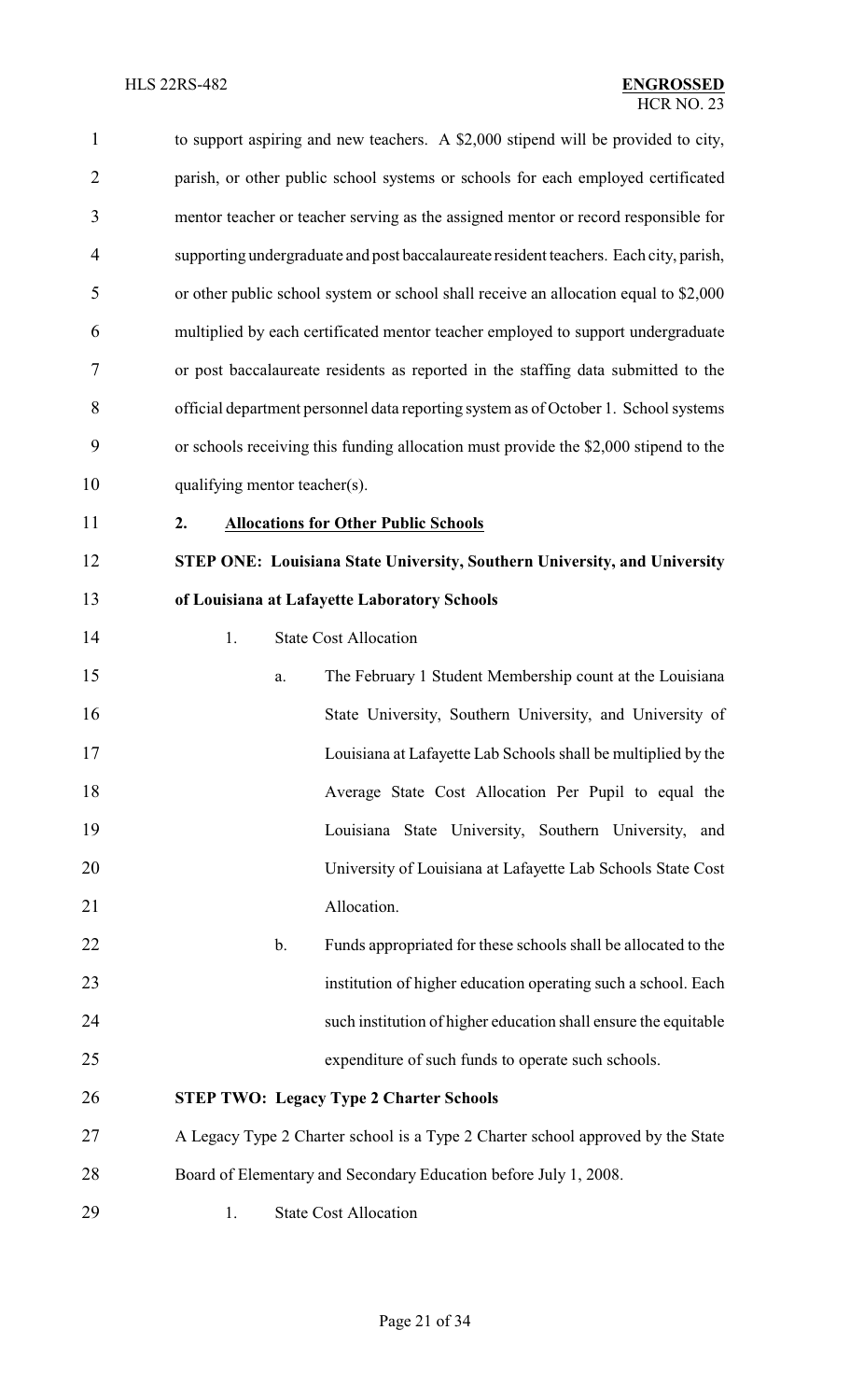to support aspiring and new teachers. A $2,000 stipend will be provided to city, parish, or other public school systems or schools for each employed certificated mentor teacher or teacher serving as the assigned mentor or record responsible for supporting undergraduate and post baccalaureate resident teachers. Each city, parish, or other public school system or school shall receive an allocation equal to $2,000 multiplied by each certificated mentor teacher employed to support undergraduate or post baccalaureate residents as reported in the staffing data submitted to the official department personnel data reporting system as of October 1. School systems or schools receiving this funding allocation must provide the $2,000 stipend to the qualifying mentor teacher(s).

**2. <u>Allocations for Other Public Schools</u>**

**STEP ONE: Louisiana State University, Southern University, and University of Louisiana at Lafayette Laboratory Schools**

1. State Cost Allocation

   a. The February 1 Student Membership count at the Louisiana State University, Southern University, and University of Louisiana at Lafayette Lab Schools shall be multiplied by the Average State Cost Allocation Per Pupil to equal the Louisiana State University, Southern University, and University of Louisiana at Lafayette Lab Schools State Cost Allocation.

   b. Funds appropriated for these schools shall be allocated to the institution of higher education operating such a school. Each such institution of higher education shall ensure the equitable expenditure of such funds to operate such schools.

**STEP TWO: Legacy Type 2 Charter Schools**

A Legacy Type 2 Charter school is a Type 2 Charter school approved by the State Board of Elementary and Secondary Education before July 1, 2008.

1. State Cost Allocation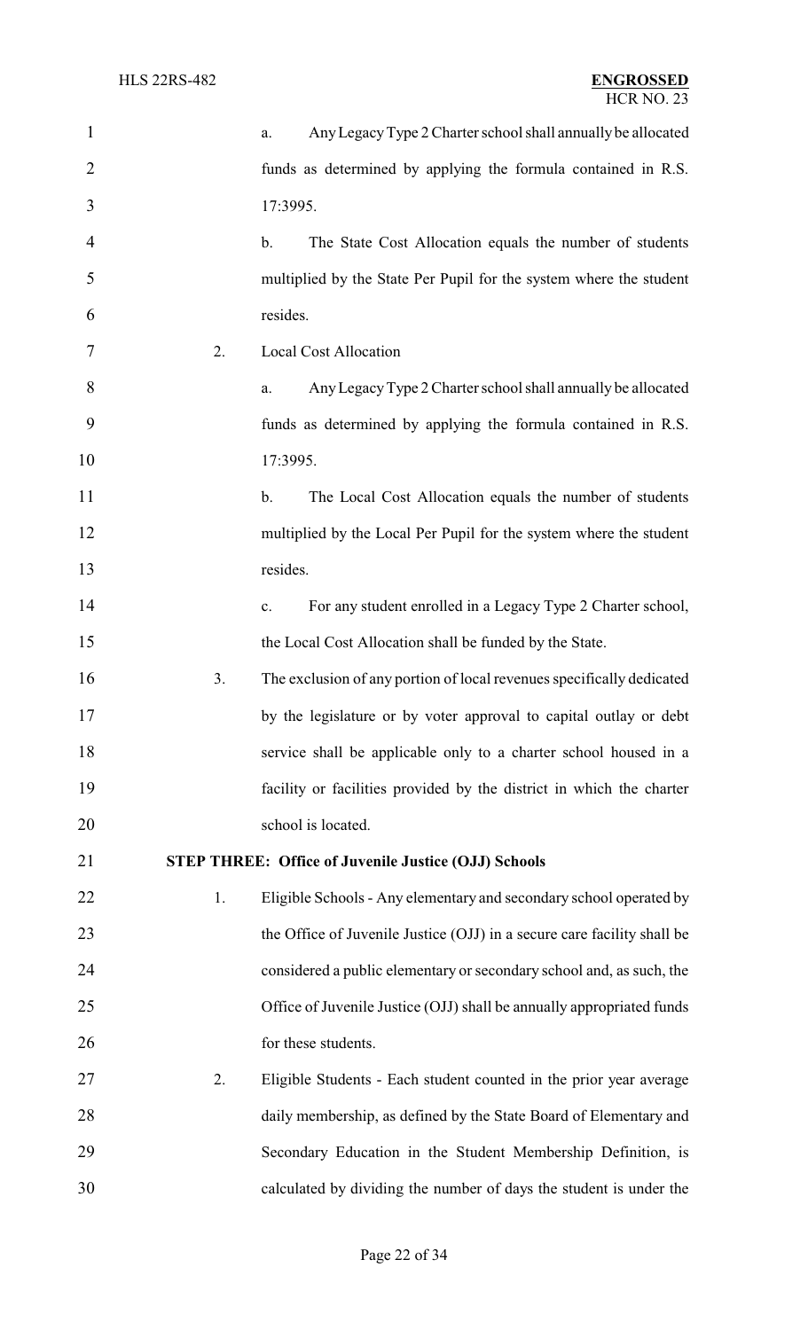a. Any Legacy Type 2 Charter school shall annually be allocated funds as determined by applying the formula contained in R.S. 17:3995.

b. The State Cost Allocation equals the number of students multiplied by the State Per Pupil for the system where the student resides.

2. Local Cost Allocation

a. Any Legacy Type 2 Charter school shall annually be allocated funds as determined by applying the formula contained in R.S. 17:3995.

b. The Local Cost Allocation equals the number of students multiplied by the Local Per Pupil for the system where the student resides.

c. For any student enrolled in a Legacy Type 2 Charter school, the Local Cost Allocation shall be funded by the State.

3. The exclusion of any portion of local revenues specifically dedicated by the legislature or by voter approval to capital outlay or debt service shall be applicable only to a charter school housed in a facility or facilities provided by the district in which the charter school is located.

**STEP THREE: Office of Juvenile Justice (OJJ) Schools**

1. Eligible Schools - Any elementary and secondary school operated by the Office of Juvenile Justice (OJJ) in a secure care facility shall be considered a public elementary or secondary school and, as such, the Office of Juvenile Justice (OJJ) shall be annually appropriated funds for these students.

2. Eligible Students - Each student counted in the prior year average daily membership, as defined by the State Board of Elementary and Secondary Education in the Student Membership Definition, is calculated by dividing the number of days the student is under the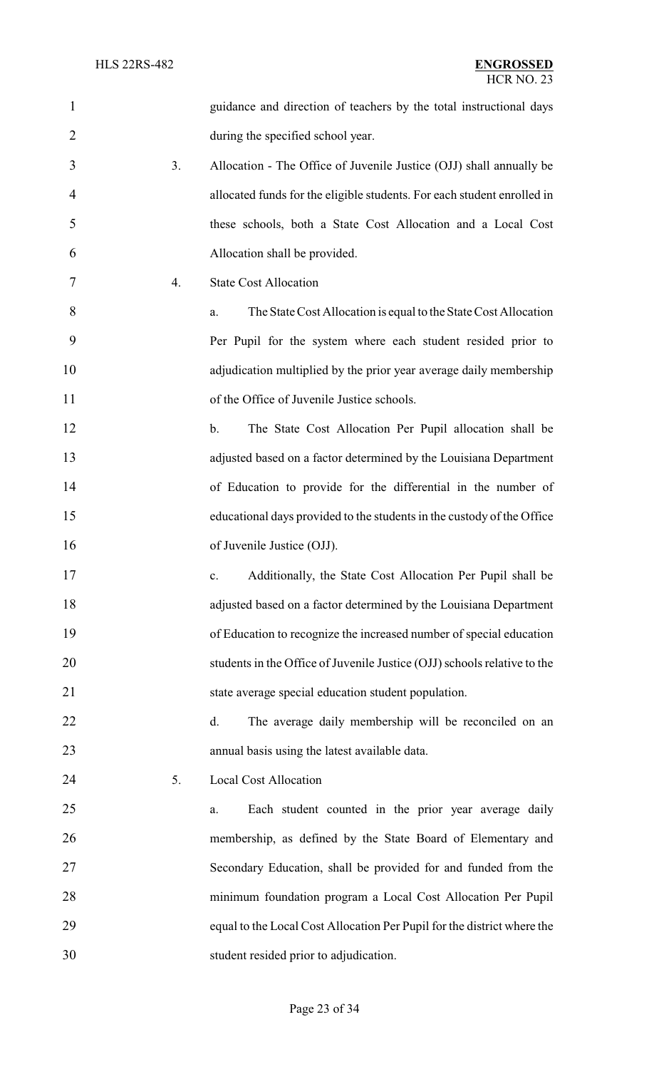guidance and direction of teachers by the total instructional days during the specified school year.

3. Allocation - The Office of Juvenile Justice (OJJ) shall annually be allocated funds for the eligible students. For each student enrolled in these schools, both a State Cost Allocation and a Local Cost Allocation shall be provided.

4. State Cost Allocation

   a. The State Cost Allocation is equal to the State Cost Allocation Per Pupil for the system where each student resided prior to adjudication multiplied by the prior year average daily membership of the Office of Juvenile Justice schools.

   b. The State Cost Allocation Per Pupil allocation shall be adjusted based on a factor determined by the Louisiana Department of Education to provide for the differential in the number of educational days provided to the students in the custody of the Office of Juvenile Justice (OJJ).

   c. Additionally, the State Cost Allocation Per Pupil shall be adjusted based on a factor determined by the Louisiana Department of Education to recognize the increased number of special education students in the Office of Juvenile Justice (OJJ) schools relative to the state average special education student population.

   d. The average daily membership will be reconciled on an annual basis using the latest available data.

5. Local Cost Allocation

   a. Each student counted in the prior year average daily membership, as defined by the State Board of Elementary and Secondary Education, shall be provided for and funded from the minimum foundation program a Local Cost Allocation Per Pupil equal to the Local Cost Allocation Per Pupil for the district where the student resided prior to adjudication.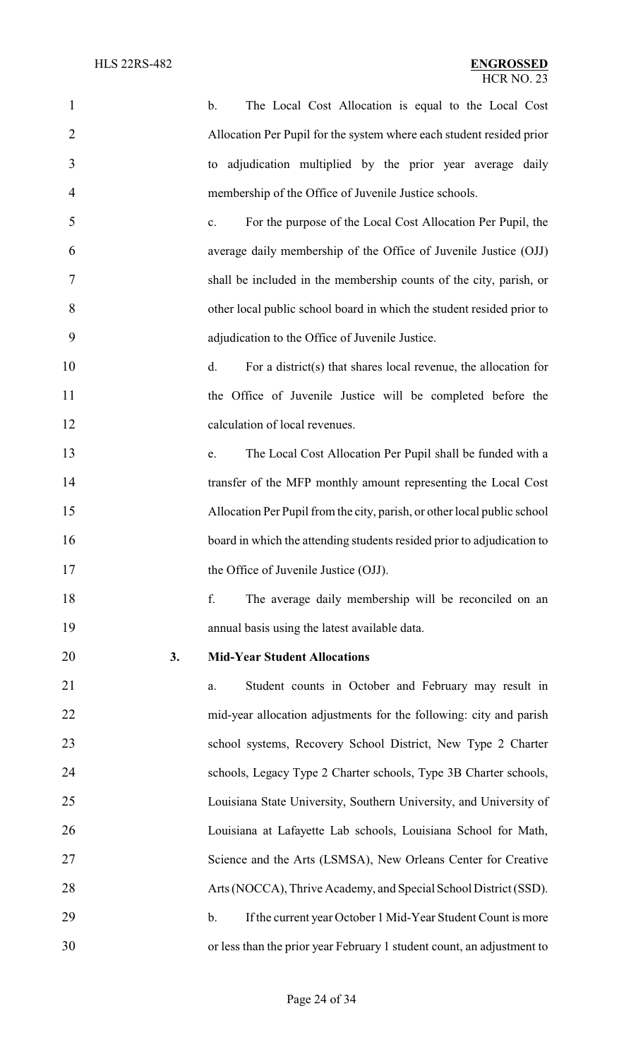b. The Local Cost Allocation is equal to the Local Cost Allocation Per Pupil for the system where each student resided prior to adjudication multiplied by the prior year average daily membership of the Office of Juvenile Justice schools.

c. For the purpose of the Local Cost Allocation Per Pupil, the average daily membership of the Office of Juvenile Justice (OJJ) shall be included in the membership counts of the city, parish, or other local public school board in which the student resided prior to adjudication to the Office of Juvenile Justice.

d. For a district(s) that shares local revenue, the allocation for the Office of Juvenile Justice will be completed before the calculation of local revenues.

e. The Local Cost Allocation Per Pupil shall be funded with a transfer of the MFP monthly amount representing the Local Cost Allocation Per Pupil from the city, parish, or other local public school board in which the attending students resided prior to adjudication to the Office of Juvenile Justice (OJJ).

f. The average daily membership will be reconciled on an annual basis using the latest available data.

**3. Mid-Year Student Allocations**

a. Student counts in October and February may result in mid-year allocation adjustments for the following: city and parish school systems, Recovery School District, New Type 2 Charter schools, Legacy Type 2 Charter schools, Type 3B Charter schools, Louisiana State University, Southern University, and University of Louisiana at Lafayette Lab schools, Louisiana School for Math, Science and the Arts (LSMSA), New Orleans Center for Creative Arts (NOCCA), Thrive Academy, and Special School District (SSD).

b. If the current year October 1 Mid-Year Student Count is more or less than the prior year February 1 student count, an adjustment to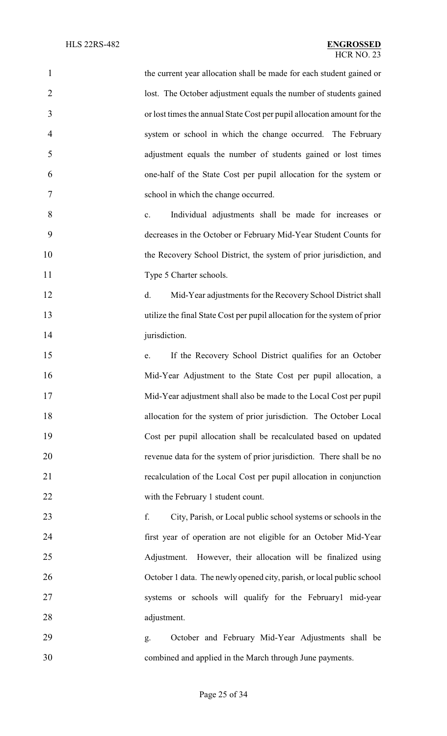the current year allocation shall be made for each student gained or lost. The October adjustment equals the number of students gained or lost times the annual State Cost per pupil allocation amount for the system or school in which the change occurred. The February adjustment equals the number of students gained or lost times one-half of the State Cost per pupil allocation for the system or school in which the change occurred.

c. Individual adjustments shall be made for increases or decreases in the October or February Mid-Year Student Counts for the Recovery School District, the system of prior jurisdiction, and Type 5 Charter schools.

d. Mid-Year adjustments for the Recovery School District shall utilize the final State Cost per pupil allocation for the system of prior jurisdiction.

e. If the Recovery School District qualifies for an October Mid-Year Adjustment to the State Cost per pupil allocation, a Mid-Year adjustment shall also be made to the Local Cost per pupil allocation for the system of prior jurisdiction. The October Local Cost per pupil allocation shall be recalculated based on updated revenue data for the system of prior jurisdiction. There shall be no recalculation of the Local Cost per pupil allocation in conjunction with the February 1 student count.

f. City, Parish, or Local public school systems or schools in the first year of operation are not eligible for an October Mid-Year Adjustment. However, their allocation will be finalized using October 1 data. The newly opened city, parish, or local public school systems or schools will qualify for the February1 mid-year adjustment.

g. October and February Mid-Year Adjustments shall be combined and applied in the March through June payments.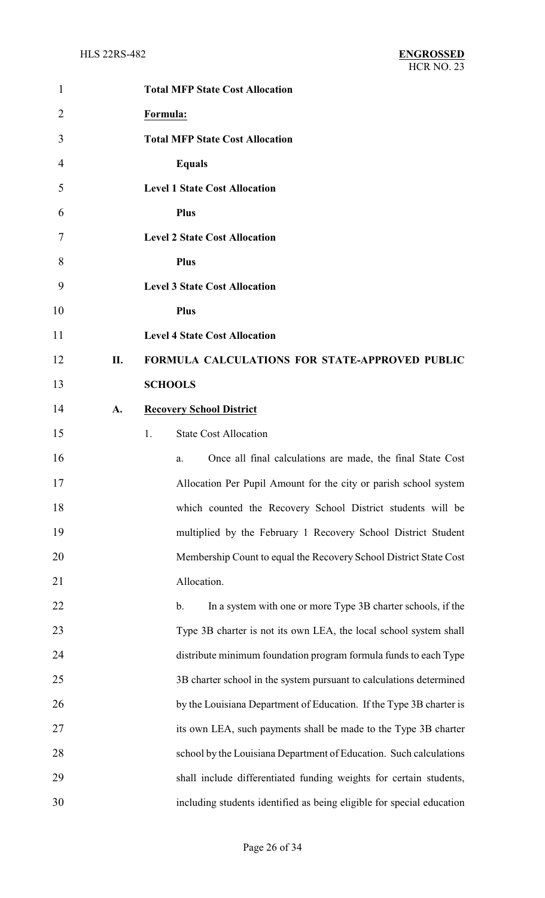**Total MFP State Cost Allocation**

**Formula:**

**Total MFP State Cost Allocation**

**Equals**

**Level 1 State Cost Allocation**

**Plus**

**Level 2 State Cost Allocation**

**Plus**

**Level 3 State Cost Allocation**

**Plus**

**Level 4 State Cost Allocation**

## II. FORMULA CALCULATIONS FOR STATE-APPROVED PUBLIC SCHOOLS

### A. Recovery School District

1. State Cost Allocation

   a. Once all final calculations are made, the final State Cost Allocation Per Pupil Amount for the city or parish school system which counted the Recovery School District students will be multiplied by the February 1 Recovery School District Student Membership Count to equal the Recovery School District State Cost Allocation.

   b. In a system with one or more Type 3B charter schools, if the Type 3B charter is not its own LEA, the local school system shall distribute minimum foundation program formula funds to each Type 3B charter school in the system pursuant to calculations determined by the Louisiana Department of Education. If the Type 3B charter is its own LEA, such payments shall be made to the Type 3B charter school by the Louisiana Department of Education. Such calculations shall include differentiated funding weights for certain students, including students identified as being eligible for special education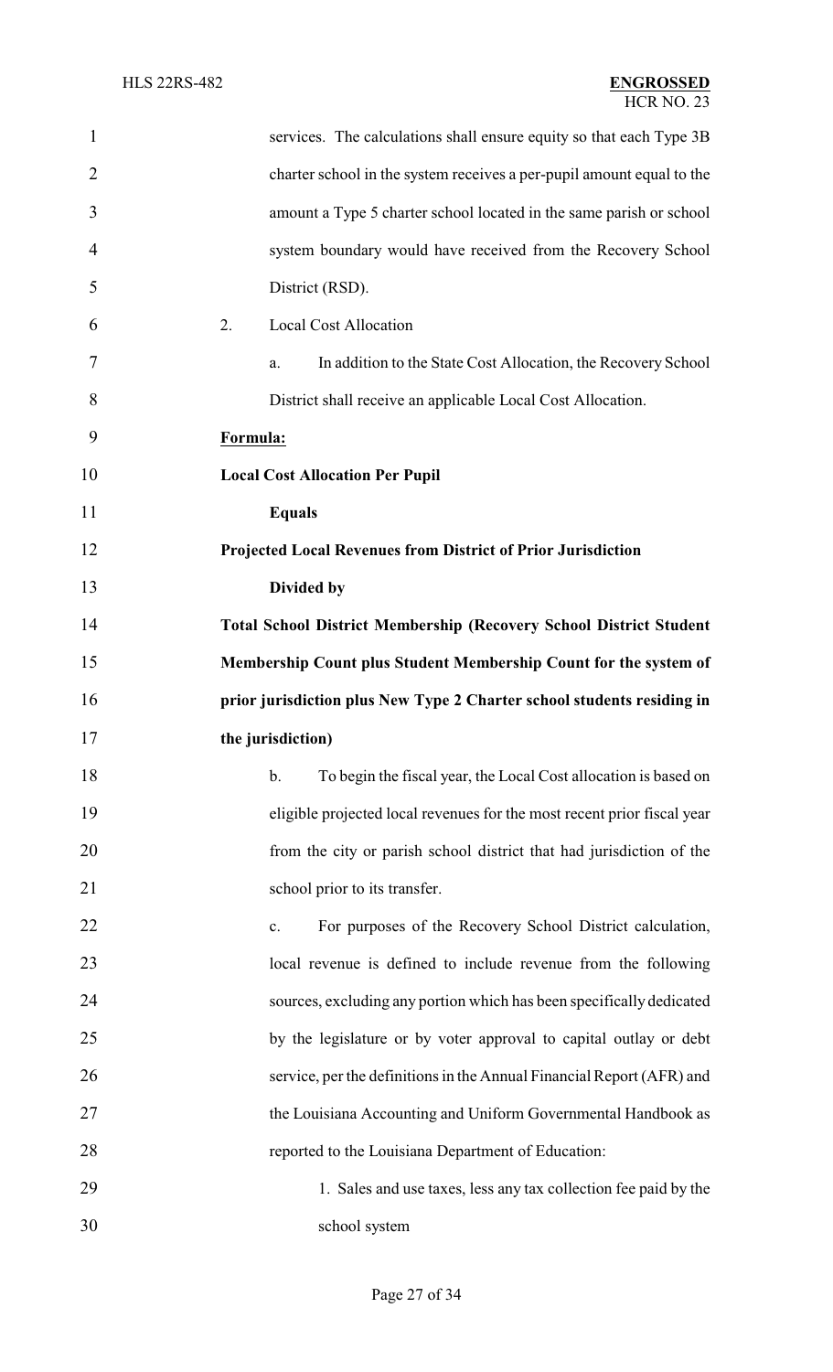services. The calculations shall ensure equity so that each Type 3B charter school in the system receives a per-pupil amount equal to the amount a Type 5 charter school located in the same parish or school system boundary would have received from the Recovery School District (RSD).

2. Local Cost Allocation

a. In addition to the State Cost Allocation, the Recovery School District shall receive an applicable Local Cost Allocation.

**Formula:**

**Local Cost Allocation Per Pupil**

**Equals**

**Projected Local Revenues from District of Prior Jurisdiction**

**Divided by**

**Total School District Membership (Recovery School District Student Membership Count plus Student Membership Count for the system of prior jurisdiction plus New Type 2 Charter school students residing in the jurisdiction)**

b. To begin the fiscal year, the Local Cost allocation is based on eligible projected local revenues for the most recent prior fiscal year from the city or parish school district that had jurisdiction of the school prior to its transfer.

c. For purposes of the Recovery School District calculation, local revenue is defined to include revenue from the following sources, excluding any portion which has been specifically dedicated by the legislature or by voter approval to capital outlay or debt service, per the definitions in the Annual Financial Report (AFR) and the Louisiana Accounting and Uniform Governmental Handbook as reported to the Louisiana Department of Education:

1. Sales and use taxes, less any tax collection fee paid by the school system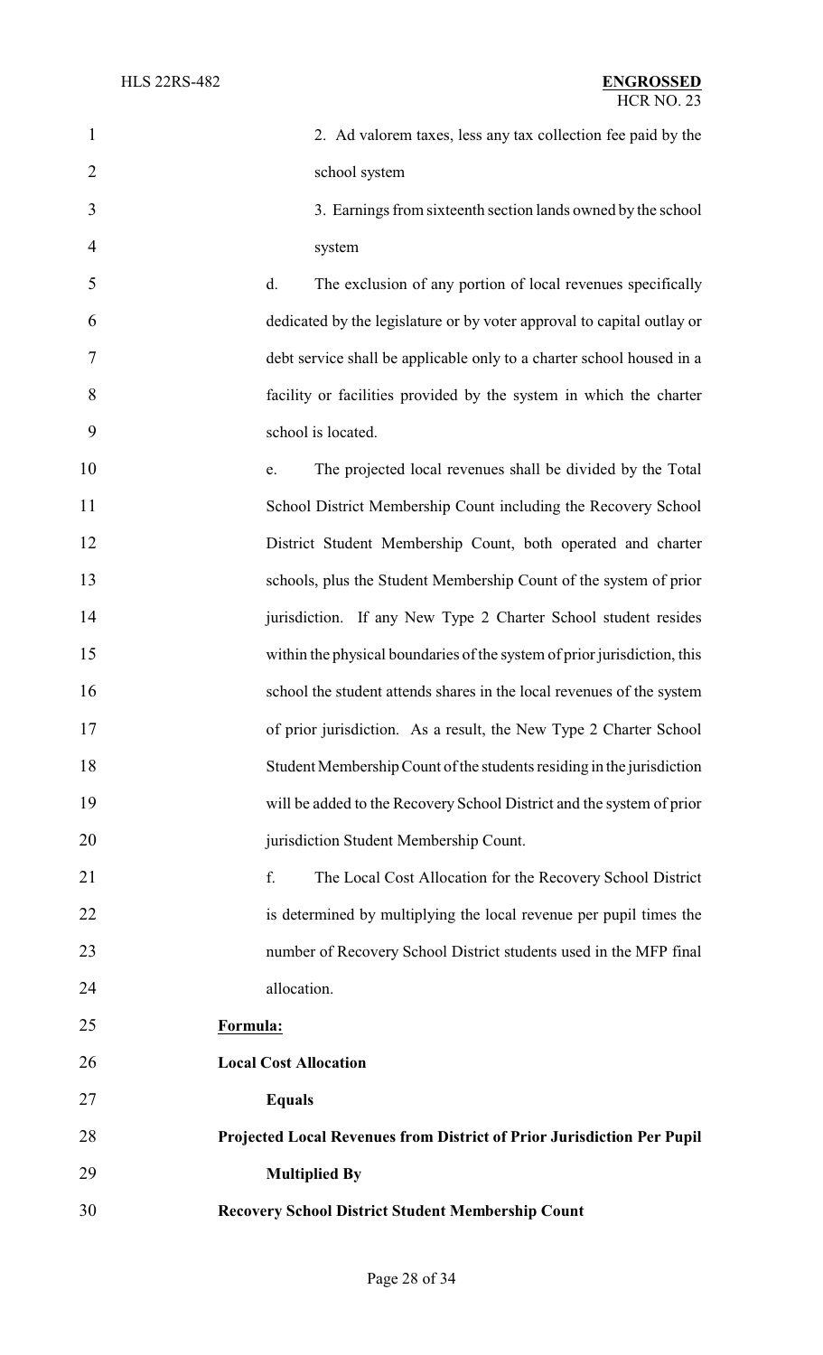2. Ad valorem taxes, less any tax collection fee paid by the school system

3. Earnings from sixteenth section lands owned by the school system

d. The exclusion of any portion of local revenues specifically dedicated by the legislature or by voter approval to capital outlay or debt service shall be applicable only to a charter school housed in a facility or facilities provided by the system in which the charter school is located.

e. The projected local revenues shall be divided by the Total School District Membership Count including the Recovery School District Student Membership Count, both operated and charter schools, plus the Student Membership Count of the system of prior jurisdiction. If any New Type 2 Charter School student resides within the physical boundaries of the system of prior jurisdiction, this school the student attends shares in the local revenues of the system of prior jurisdiction. As a result, the New Type 2 Charter School Student Membership Count of the students residing in the jurisdiction will be added to the Recovery School District and the system of prior jurisdiction Student Membership Count.

f. The Local Cost Allocation for the Recovery School District is determined by multiplying the local revenue per pupil times the number of Recovery School District students used in the MFP final allocation.

**Formula:**

**Local Cost Allocation**

**Equals**

**Projected Local Revenues from District of Prior Jurisdiction Per Pupil**

**Multiplied By**

**Recovery School District Student Membership Count**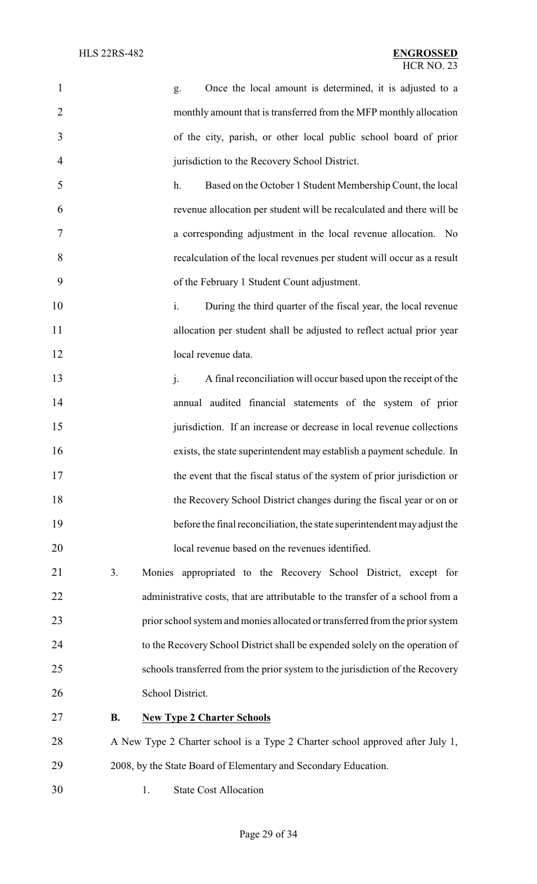g. Once the local amount is determined, it is adjusted to a monthly amount that is transferred from the MFP monthly allocation of the city, parish, or other local public school board of prior jurisdiction to the Recovery School District.

h. Based on the October 1 Student Membership Count, the local revenue allocation per student will be recalculated and there will be a corresponding adjustment in the local revenue allocation. No recalculation of the local revenues per student will occur as a result of the February 1 Student Count adjustment.

i. During the third quarter of the fiscal year, the local revenue allocation per student shall be adjusted to reflect actual prior year local revenue data.

j. A final reconciliation will occur based upon the receipt of the annual audited financial statements of the system of prior jurisdiction. If an increase or decrease in local revenue collections exists, the state superintendent may establish a payment schedule. In the event that the fiscal status of the system of prior jurisdiction or the Recovery School District changes during the fiscal year or on or before the final reconciliation, the state superintendent may adjust the local revenue based on the revenues identified.

3. Monies appropriated to the Recovery School District, except for administrative costs, that are attributable to the transfer of a school from a prior school system and monies allocated or transferred from the prior system to the Recovery School District shall be expended solely on the operation of schools transferred from the prior system to the jurisdiction of the Recovery School District.

**B. <u>New Type 2 Charter Schools</u>**

A New Type 2 Charter school is a Type 2 Charter school approved after July 1, 2008, by the State Board of Elementary and Secondary Education.

1. State Cost Allocation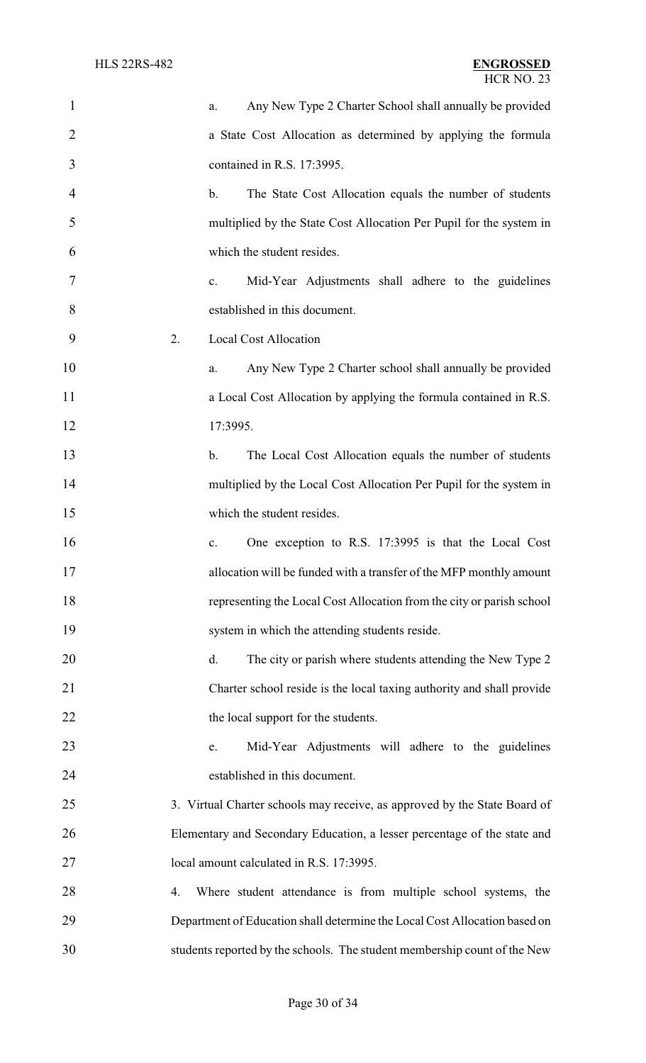a. Any New Type 2 Charter School shall annually be provided a State Cost Allocation as determined by applying the formula contained in R.S. 17:3995.

b. The State Cost Allocation equals the number of students multiplied by the State Cost Allocation Per Pupil for the system in which the student resides.

c. Mid-Year Adjustments shall adhere to the guidelines established in this document.

2. Local Cost Allocation

a. Any New Type 2 Charter school shall annually be provided a Local Cost Allocation by applying the formula contained in R.S. 17:3995.

b. The Local Cost Allocation equals the number of students multiplied by the Local Cost Allocation Per Pupil for the system in which the student resides.

c. One exception to R.S. 17:3995 is that the Local Cost allocation will be funded with a transfer of the MFP monthly amount representing the Local Cost Allocation from the city or parish school system in which the attending students reside.

d. The city or parish where students attending the New Type 2 Charter school reside is the local taxing authority and shall provide the local support for the students.

e. Mid-Year Adjustments will adhere to the guidelines established in this document.

3. Virtual Charter schools may receive, as approved by the State Board of Elementary and Secondary Education, a lesser percentage of the state and local amount calculated in R.S. 17:3995.

4. Where student attendance is from multiple school systems, the Department of Education shall determine the Local Cost Allocation based on students reported by the schools. The student membership count of the New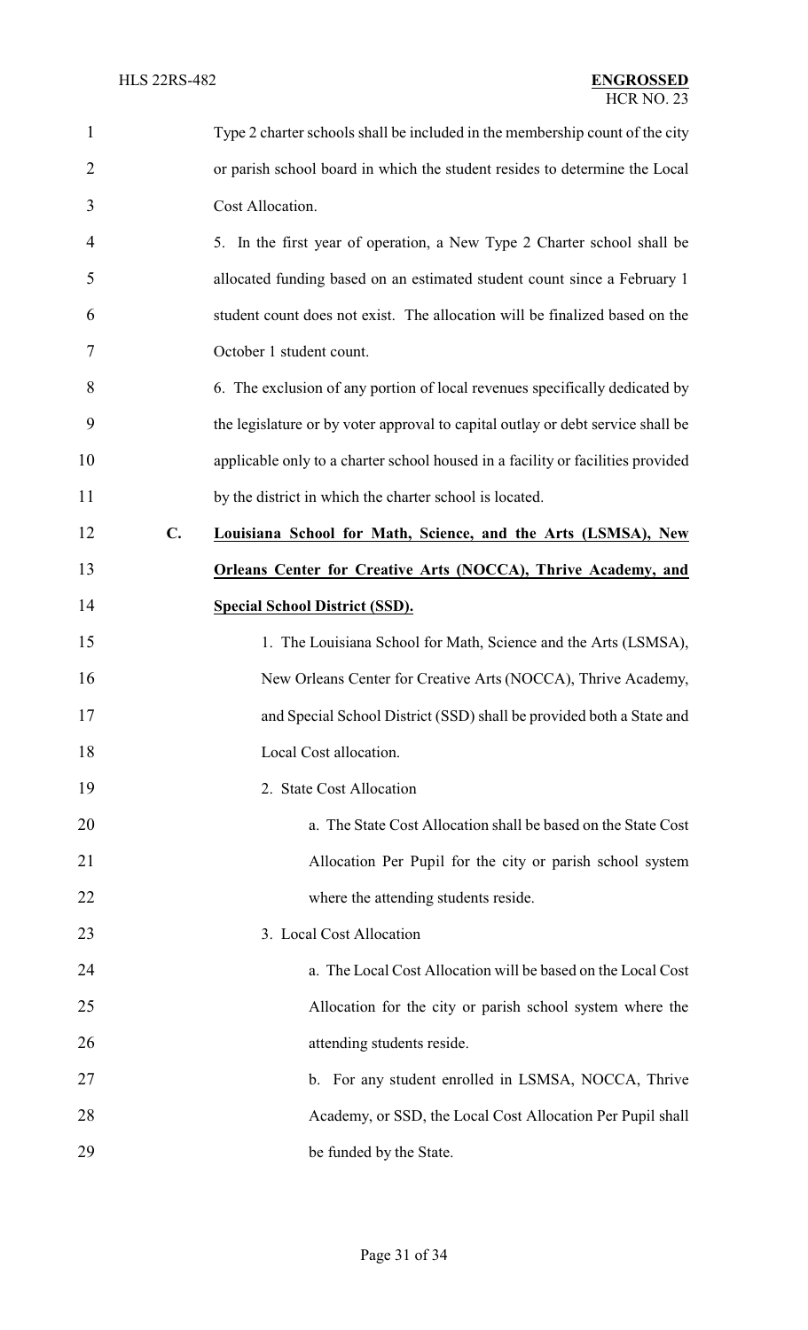Type 2 charter schools shall be included in the membership count of the city or parish school board in which the student resides to determine the Local Cost Allocation.

5. In the first year of operation, a New Type 2 Charter school shall be allocated funding based on an estimated student count since a February 1 student count does not exist. The allocation will be finalized based on the October 1 student count.

6. The exclusion of any portion of local revenues specifically dedicated by the legislature or by voter approval to capital outlay or debt service shall be applicable only to a charter school housed in a facility or facilities provided by the district in which the charter school is located.

**C. <u>Louisiana School for Math, Science, and the Arts (LSMSA), New Orleans Center for Creative Arts (NOCCA), Thrive Academy, and Special School District (SSD).</u>**

1. The Louisiana School for Math, Science and the Arts (LSMSA), New Orleans Center for Creative Arts (NOCCA), Thrive Academy, and Special School District (SSD) shall be provided both a State and Local Cost allocation.

2. State Cost Allocation

a. The State Cost Allocation shall be based on the State Cost Allocation Per Pupil for the city or parish school system where the attending students reside.

3. Local Cost Allocation

a. The Local Cost Allocation will be based on the Local Cost Allocation for the city or parish school system where the attending students reside.

b. For any student enrolled in LSMSA, NOCCA, Thrive Academy, or SSD, the Local Cost Allocation Per Pupil shall be funded by the State.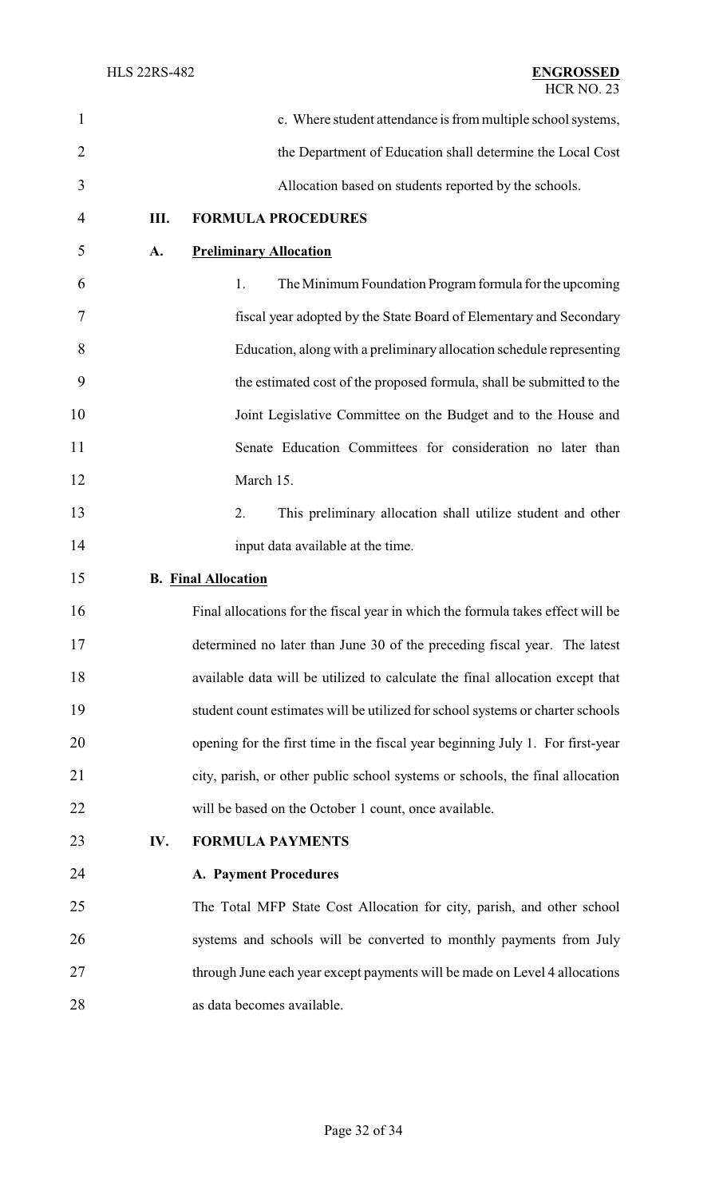c. Where student attendance is from multiple school systems, the Department of Education shall determine the Local Cost Allocation based on students reported by the schools.

**III. FORMULA PROCEDURES**

**A. Preliminary Allocation**

1. The Minimum Foundation Program formula for the upcoming fiscal year adopted by the State Board of Elementary and Secondary Education, along with a preliminary allocation schedule representing the estimated cost of the proposed formula, shall be submitted to the Joint Legislative Committee on the Budget and to the House and Senate Education Committees for consideration no later than March 15.

2. This preliminary allocation shall utilize student and other input data available at the time.

**B. Final Allocation**

Final allocations for the fiscal year in which the formula takes effect will be determined no later than June 30 of the preceding fiscal year. The latest available data will be utilized to calculate the final allocation except that student count estimates will be utilized for school systems or charter schools opening for the first time in the fiscal year beginning July 1. For first-year city, parish, or other public school systems or schools, the final allocation will be based on the October 1 count, once available.

**IV. FORMULA PAYMENTS**

**A. Payment Procedures**

The Total MFP State Cost Allocation for city, parish, and other school systems and schools will be converted to monthly payments from July through June each year except payments will be made on Level 4 allocations as data becomes available.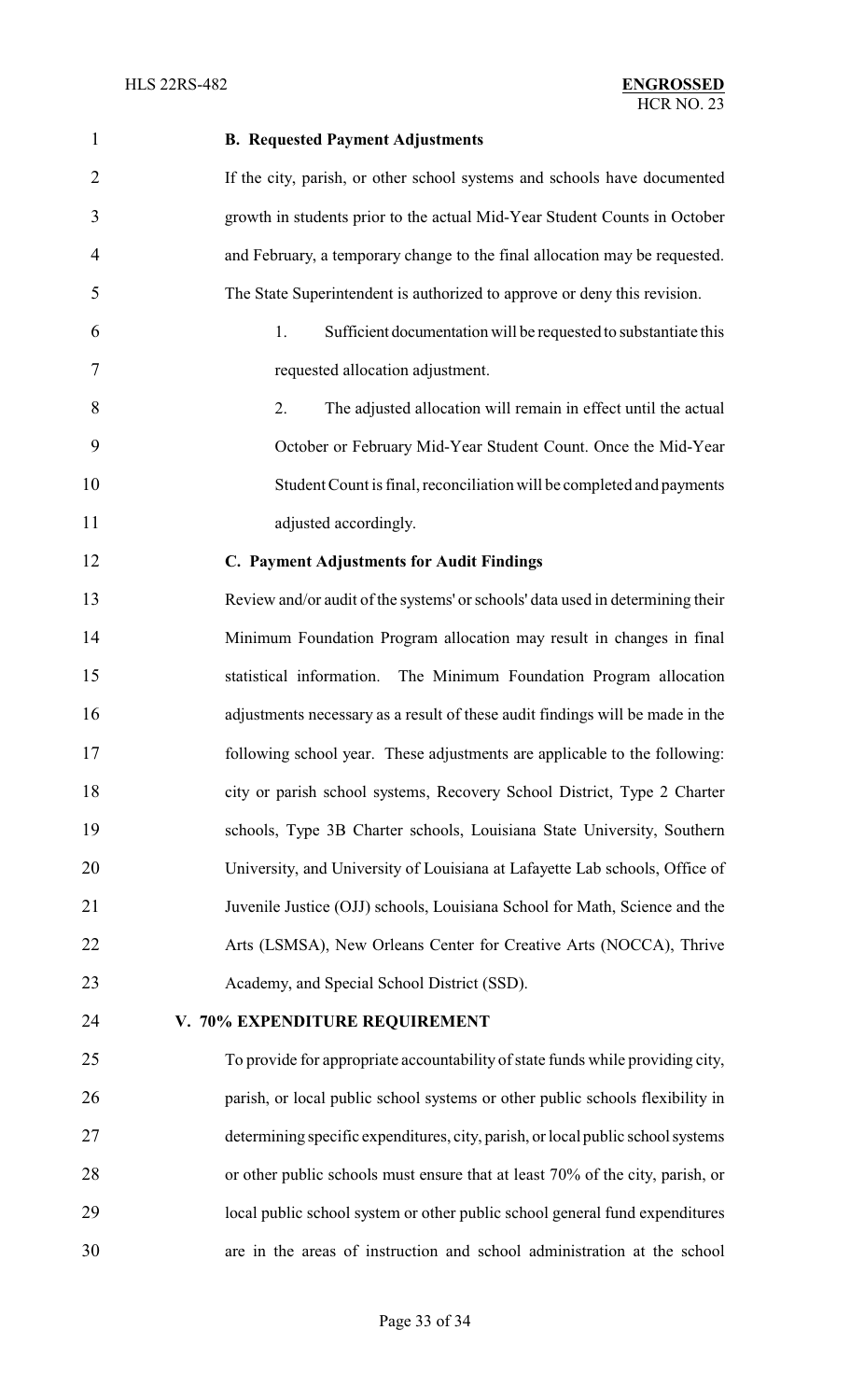**B. Requested Payment Adjustments**

If the city, parish, or other school systems and schools have documented growth in students prior to the actual Mid-Year Student Counts in October and February, a temporary change to the final allocation may be requested. The State Superintendent is authorized to approve or deny this revision.

1. Sufficient documentation will be requested to substantiate this requested allocation adjustment.
2. The adjusted allocation will remain in effect until the actual October or February Mid-Year Student Count. Once the Mid-Year Student Count is final, reconciliation will be completed and payments adjusted accordingly.

**C. Payment Adjustments for Audit Findings**

Review and/or audit of the systems' or schools' data used in determining their Minimum Foundation Program allocation may result in changes in final statistical information. The Minimum Foundation Program allocation adjustments necessary as a result of these audit findings will be made in the following school year. These adjustments are applicable to the following: city or parish school systems, Recovery School District, Type 2 Charter schools, Type 3B Charter schools, Louisiana State University, Southern University, and University of Louisiana at Lafayette Lab schools, Office of Juvenile Justice (OJJ) schools, Louisiana School for Math, Science and the Arts (LSMSA), New Orleans Center for Creative Arts (NOCCA), Thrive Academy, and Special School District (SSD).

**V. 70% EXPENDITURE REQUIREMENT**

To provide for appropriate accountability of state funds while providing city, parish, or local public school systems or other public schools flexibility in determining specific expenditures, city, parish, or local public school systems or other public schools must ensure that at least 70% of the city, parish, or local public school system or other public school general fund expenditures are in the areas of instruction and school administration at the school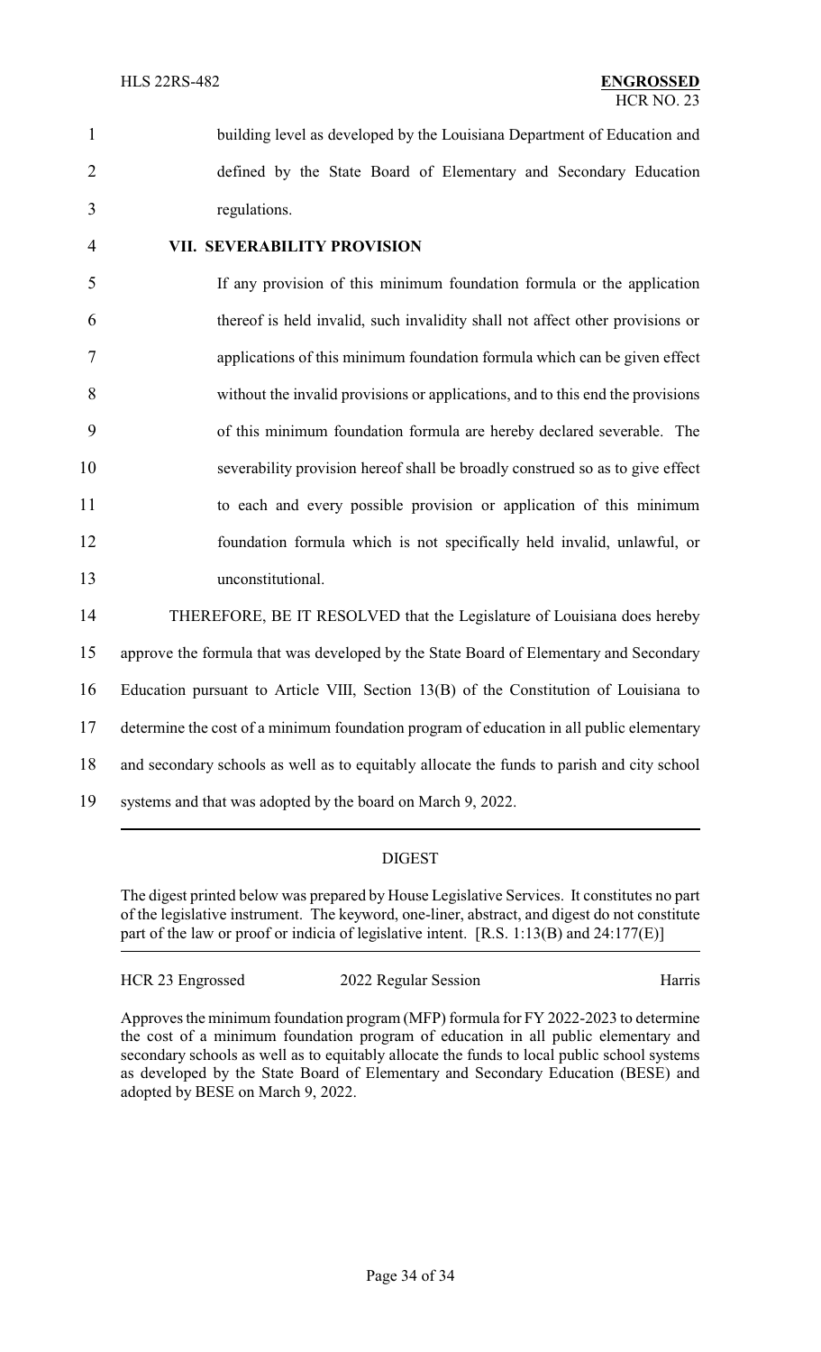building level as developed by the Louisiana Department of Education and defined by the State Board of Elementary and Secondary Education regulations.

**VII. SEVERABILITY PROVISION**

If any provision of this minimum foundation formula or the application thereof is held invalid, such invalidity shall not affect other provisions or applications of this minimum foundation formula which can be given effect without the invalid provisions or applications, and to this end the provisions of this minimum foundation formula are hereby declared severable. The severability provision hereof shall be broadly construed so as to give effect to each and every possible provision or application of this minimum foundation formula which is not specifically held invalid, unlawful, or unconstitutional.

THEREFORE, BE IT RESOLVED that the Legislature of Louisiana does hereby approve the formula that was developed by the State Board of Elementary and Secondary Education pursuant to Article VIII, Section 13(B) of the Constitution of Louisiana to determine the cost of a minimum foundation program of education in all public elementary and secondary schools as well as to equitably allocate the funds to parish and city school systems and that was adopted by the board on March 9, 2022.

---

DIGEST

The digest printed below was prepared by House Legislative Services. It constitutes no part of the legislative instrument. The keyword, one-liner, abstract, and digest do not constitute part of the law or proof or indicia of legislative intent. [R.S. 1:13(B) and 24:177(E)]

HCR 23 Engrossed　　　　2022 Regular Session　　　　Harris

Approves the minimum foundation program (MFP) formula for FY 2022-2023 to determine the cost of a minimum foundation program of education in all public elementary and secondary schools as well as to equitably allocate the funds to local public school systems as developed by the State Board of Elementary and Secondary Education (BESE) and adopted by BESE on March 9, 2022.